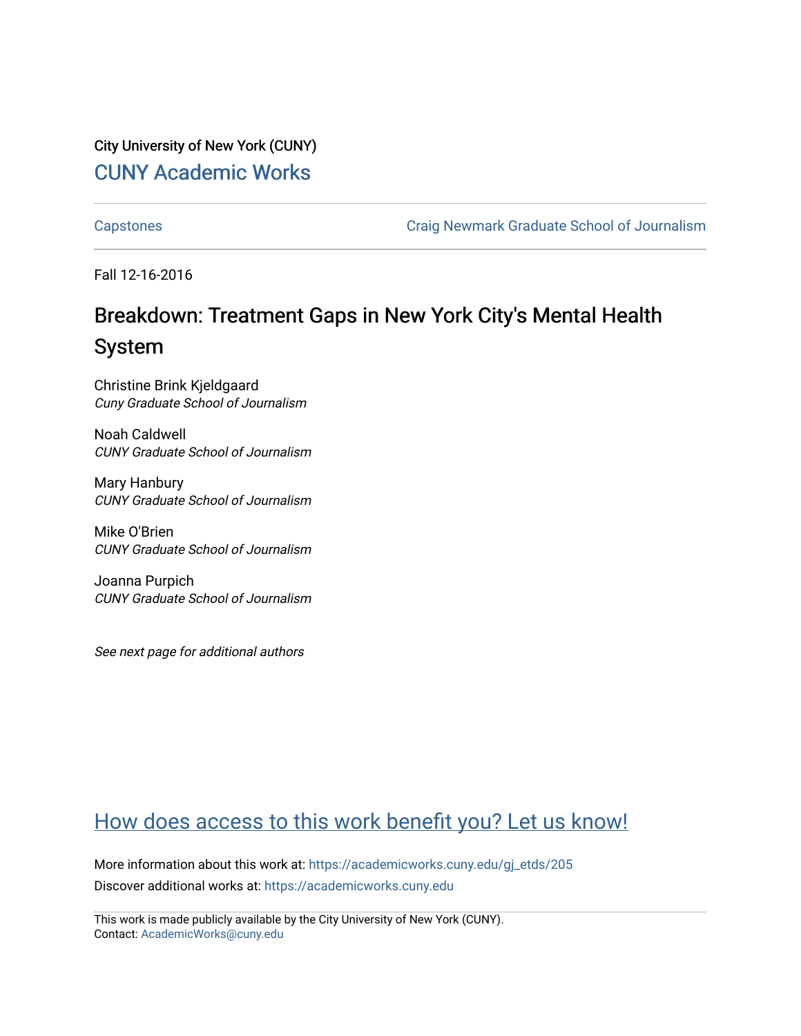City University of New York (CUNY)

CUNY Academic Works

Capstones

Craig Newmark Graduate School of Journalism

Fall 12-16-2016

# Breakdown: Treatment Gaps in New York City's Mental Health System

Christine Brink Kjeldgaard
*Cuny Graduate School of Journalism*

Noah Caldwell
*CUNY Graduate School of Journalism*

Mary Hanbury
*CUNY Graduate School of Journalism*

Mike O'Brien
*CUNY Graduate School of Journalism*

Joanna Purpich
*CUNY Graduate School of Journalism*

*See next page for additional authors*

How does access to this work benefit you? Let us know!

More information about this work at: https://academicworks.cuny.edu/gj_etds/205

Discover additional works at: https://academicworks.cuny.edu

This work is made publicly available by the City University of New York (CUNY).
Contact: AcademicWorks@cuny.edu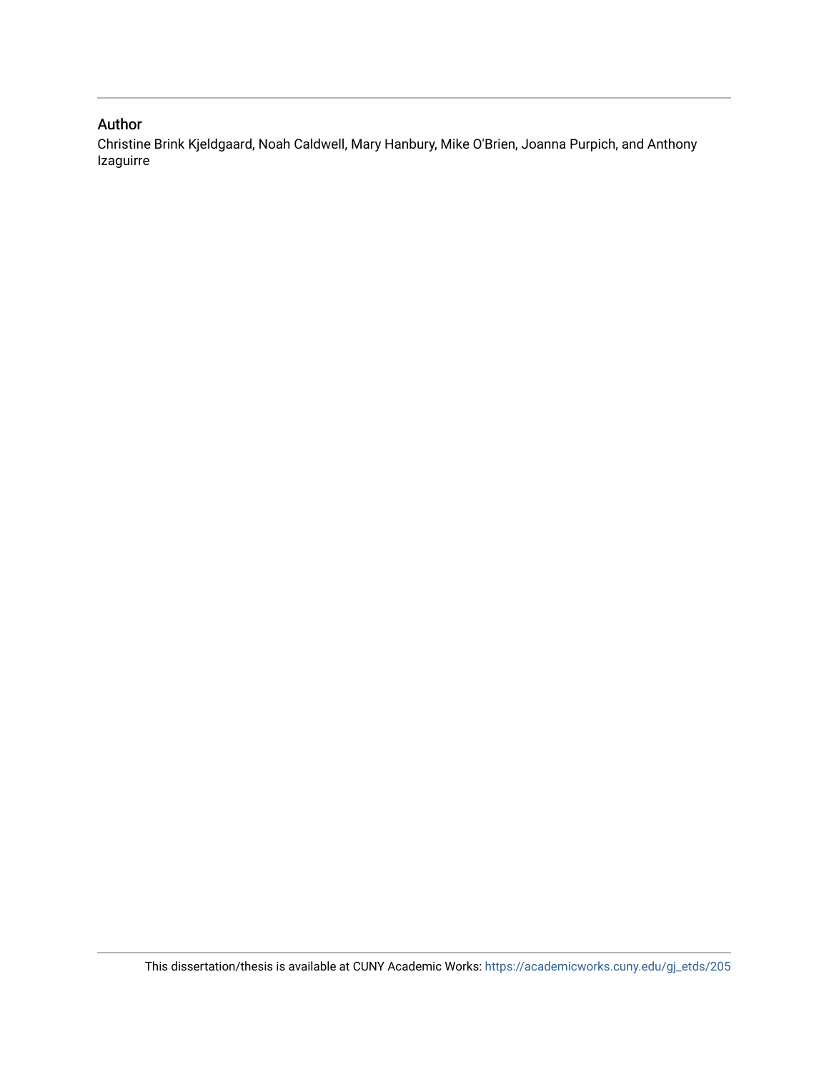## Author

Christine Brink Kjeldgaard, Noah Caldwell, Mary Hanbury, Mike O'Brien, Joanna Purpich, and Anthony Izaguirre

This dissertation/thesis is available at CUNY Academic Works: https://academicworks.cuny.edu/gj_etds/205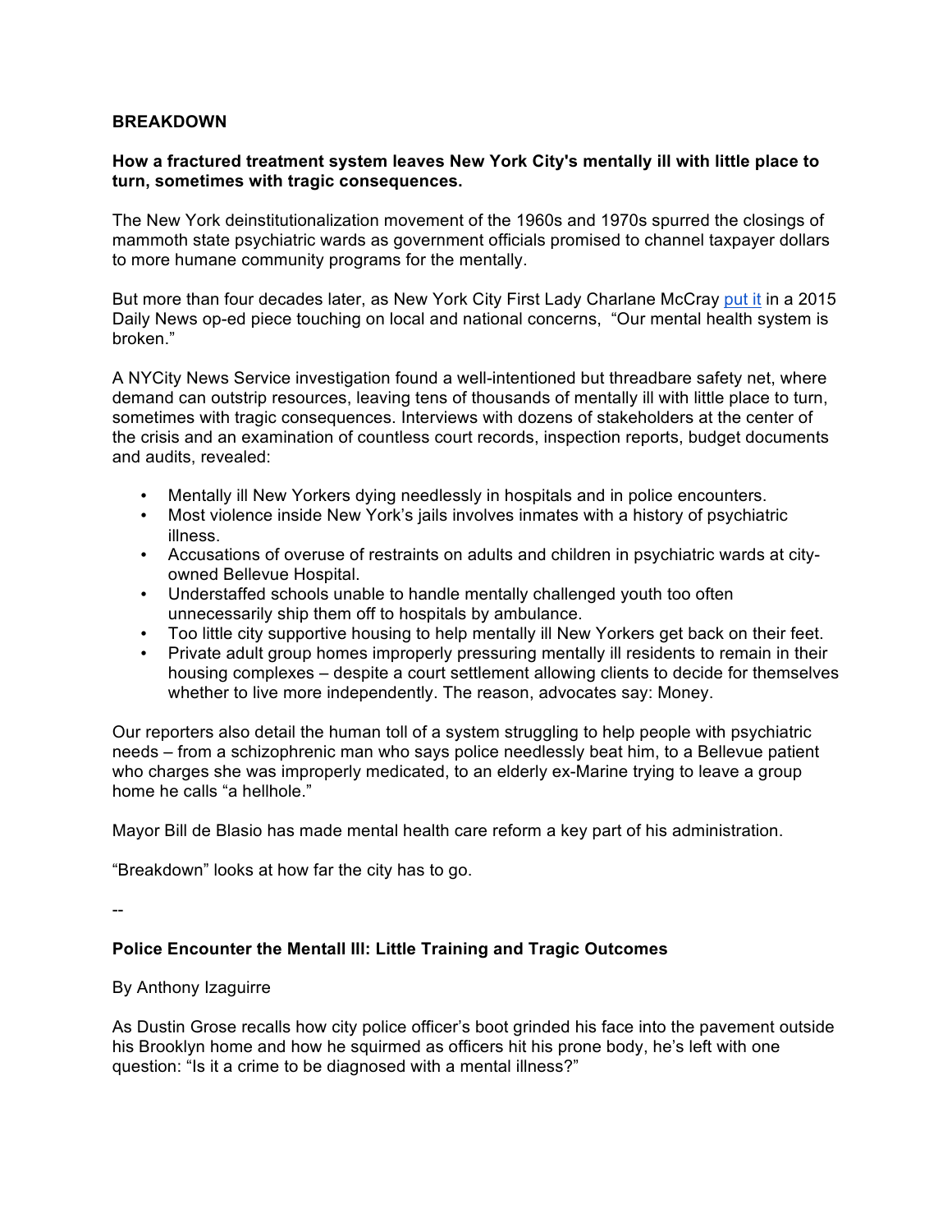**BREAKDOWN**

**How a fractured treatment system leaves New York City's mentally ill with little place to turn, sometimes with tragic consequences.**

The New York deinstitutionalization movement of the 1960s and 1970s spurred the closings of mammoth state psychiatric wards as government officials promised to channel taxpayer dollars to more humane community programs for the mentally.

But more than four decades later, as New York City First Lady Charlane McCray put it in a 2015 Daily News op-ed piece touching on local and national concerns, "Our mental health system is broken."

A NYCity News Service investigation found a well-intentioned but threadbare safety net, where demand can outstrip resources, leaving tens of thousands of mentally ill with little place to turn, sometimes with tragic consequences. Interviews with dozens of stakeholders at the center of the crisis and an examination of countless court records, inspection reports, budget documents and audits, revealed:

- Mentally ill New Yorkers dying needlessly in hospitals and in police encounters.
- Most violence inside New York's jails involves inmates with a history of psychiatric illness.
- Accusations of overuse of restraints on adults and children in psychiatric wards at city-owned Bellevue Hospital.
- Understaffed schools unable to handle mentally challenged youth too often unnecessarily ship them off to hospitals by ambulance.
- Too little city supportive housing to help mentally ill New Yorkers get back on their feet.
- Private adult group homes improperly pressuring mentally ill residents to remain in their housing complexes – despite a court settlement allowing clients to decide for themselves whether to live more independently. The reason, advocates say: Money.

Our reporters also detail the human toll of a system struggling to help people with psychiatric needs – from a schizophrenic man who says police needlessly beat him, to a Bellevue patient who charges she was improperly medicated, to an elderly ex-Marine trying to leave a group home he calls "a hellhole."

Mayor Bill de Blasio has made mental health care reform a key part of his administration.

"Breakdown" looks at how far the city has to go.

--

**Police Encounter the Mentall Ill: Little Training and Tragic Outcomes**

By Anthony Izaguirre

As Dustin Grose recalls how city police officer's boot grinded his face into the pavement outside his Brooklyn home and how he squirmed as officers hit his prone body, he's left with one question: "Is it a crime to be diagnosed with a mental illness?"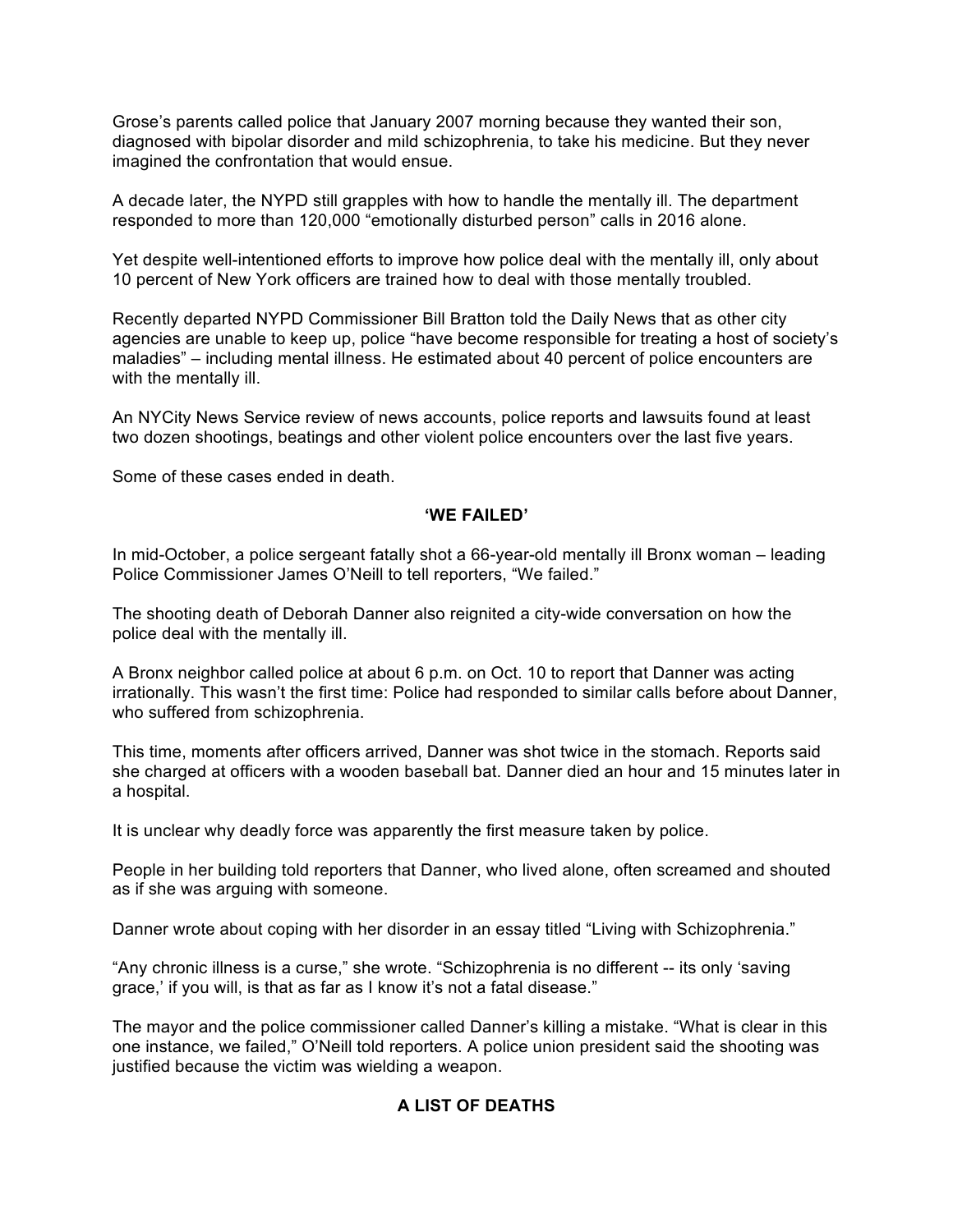Grose's parents called police that January 2007 morning because they wanted their son, diagnosed with bipolar disorder and mild schizophrenia, to take his medicine. But they never imagined the confrontation that would ensue.

A decade later, the NYPD still grapples with how to handle the mentally ill. The department responded to more than 120,000 "emotionally disturbed person" calls in 2016 alone.

Yet despite well-intentioned efforts to improve how police deal with the mentally ill, only about 10 percent of New York officers are trained how to deal with those mentally troubled.

Recently departed NYPD Commissioner Bill Bratton told the Daily News that as other city agencies are unable to keep up, police "have become responsible for treating a host of society's maladies" – including mental illness. He estimated about 40 percent of police encounters are with the mentally ill.

An NYCity News Service review of news accounts, police reports and lawsuits found at least two dozen shootings, beatings and other violent police encounters over the last five years.

Some of these cases ended in death.

## 'WE FAILED'

In mid-October, a police sergeant fatally shot a 66-year-old mentally ill Bronx woman – leading Police Commissioner James O'Neill to tell reporters, "We failed."

The shooting death of Deborah Danner also reignited a city-wide conversation on how the police deal with the mentally ill.

A Bronx neighbor called police at about 6 p.m. on Oct. 10 to report that Danner was acting irrationally. This wasn't the first time: Police had responded to similar calls before about Danner, who suffered from schizophrenia.

This time, moments after officers arrived, Danner was shot twice in the stomach. Reports said she charged at officers with a wooden baseball bat. Danner died an hour and 15 minutes later in a hospital.

It is unclear why deadly force was apparently the first measure taken by police.

People in her building told reporters that Danner, who lived alone, often screamed and shouted as if she was arguing with someone.

Danner wrote about coping with her disorder in an essay titled "Living with Schizophrenia."

"Any chronic illness is a curse," she wrote. "Schizophrenia is no different -- its only 'saving grace,' if you will, is that as far as I know it's not a fatal disease."

The mayor and the police commissioner called Danner's killing a mistake. "What is clear in this one instance, we failed," O'Neill told reporters. A police union president said the shooting was justified because the victim was wielding a weapon.

## A LIST OF DEATHS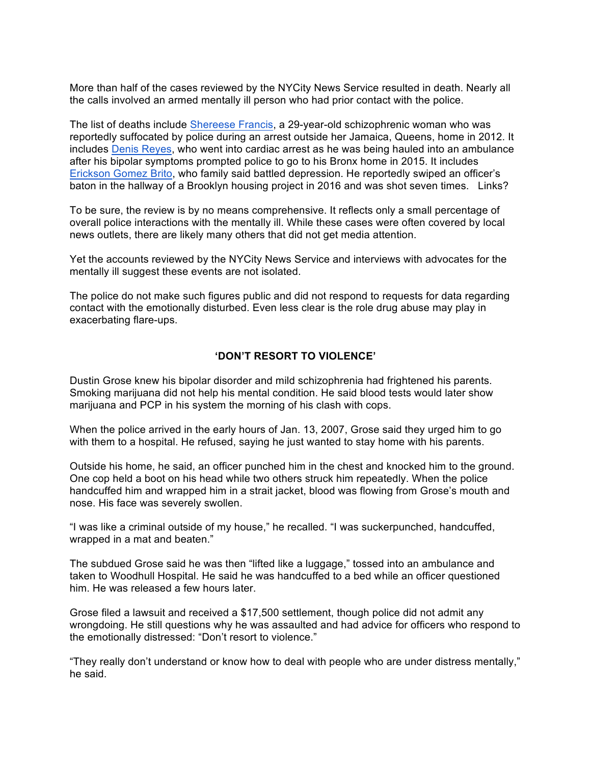More than half of the cases reviewed by the NYCity News Service resulted in death. Nearly all the calls involved an armed mentally ill person who had prior contact with the police.

The list of deaths include Shereese Francis, a 29-year-old schizophrenic woman who was reportedly suffocated by police during an arrest outside her Jamaica, Queens, home in 2012. It includes Denis Reyes, who went into cardiac arrest as he was being hauled into an ambulance after his bipolar symptoms prompted police to go to his Bronx home in 2015. It includes Erickson Gomez Brito, who family said battled depression. He reportedly swiped an officer's baton in the hallway of a Brooklyn housing project in 2016 and was shot seven times. Links?

To be sure, the review is by no means comprehensive. It reflects only a small percentage of overall police interactions with the mentally ill. While these cases were often covered by local news outlets, there are likely many others that did not get media attention.

Yet the accounts reviewed by the NYCity News Service and interviews with advocates for the mentally ill suggest these events are not isolated.

The police do not make such figures public and did not respond to requests for data regarding contact with the emotionally disturbed. Even less clear is the role drug abuse may play in exacerbating flare-ups.

## 'DON'T RESORT TO VIOLENCE'

Dustin Grose knew his bipolar disorder and mild schizophrenia had frightened his parents. Smoking marijuana did not help his mental condition. He said blood tests would later show marijuana and PCP in his system the morning of his clash with cops.

When the police arrived in the early hours of Jan. 13, 2007, Grose said they urged him to go with them to a hospital. He refused, saying he just wanted to stay home with his parents.

Outside his home, he said, an officer punched him in the chest and knocked him to the ground. One cop held a boot on his head while two others struck him repeatedly. When the police handcuffed him and wrapped him in a strait jacket, blood was flowing from Grose's mouth and nose. His face was severely swollen.

"I was like a criminal outside of my house," he recalled. "I was suckerpunched, handcuffed, wrapped in a mat and beaten."

The subdued Grose said he was then "lifted like a luggage," tossed into an ambulance and taken to Woodhull Hospital. He said he was handcuffed to a bed while an officer questioned him. He was released a few hours later.

Grose filed a lawsuit and received a $17,500 settlement, though police did not admit any wrongdoing. He still questions why he was assaulted and had advice for officers who respond to the emotionally distressed: "Don't resort to violence."

"They really don't understand or know how to deal with people who are under distress mentally," he said.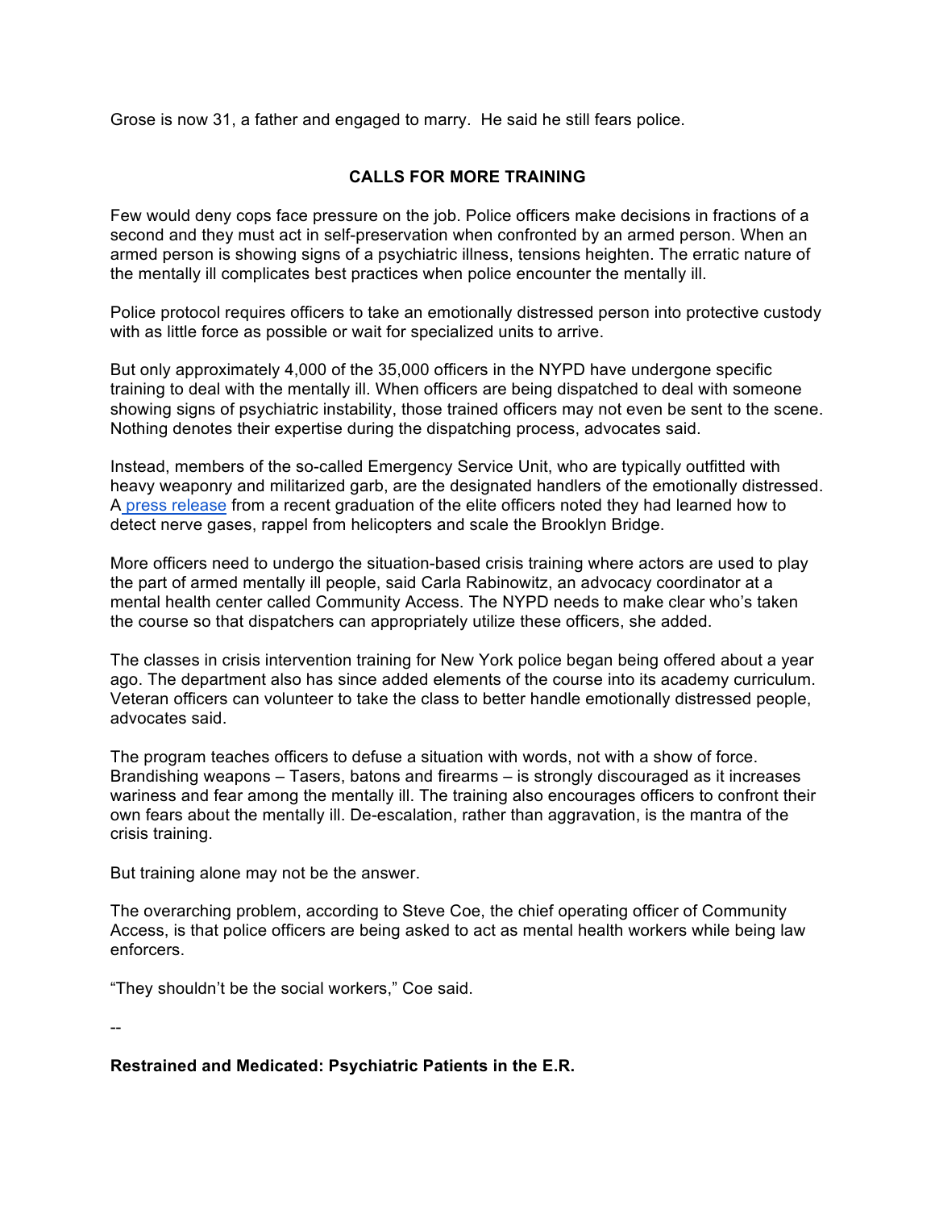Grose is now 31, a father and engaged to marry. He said he still fears police.

## CALLS FOR MORE TRAINING

Few would deny cops face pressure on the job. Police officers make decisions in fractions of a second and they must act in self-preservation when confronted by an armed person. When an armed person is showing signs of a psychiatric illness, tensions heighten. The erratic nature of the mentally ill complicates best practices when police encounter the mentally ill.

Police protocol requires officers to take an emotionally distressed person into protective custody with as little force as possible or wait for specialized units to arrive.

But only approximately 4,000 of the 35,000 officers in the NYPD have undergone specific training to deal with the mentally ill. When officers are being dispatched to deal with someone showing signs of psychiatric instability, those trained officers may not even be sent to the scene. Nothing denotes their expertise during the dispatching process, advocates said.

Instead, members of the so-called Emergency Service Unit, who are typically outfitted with heavy weaponry and militarized garb, are the designated handlers of the emotionally distressed. A press release from a recent graduation of the elite officers noted they had learned how to detect nerve gases, rappel from helicopters and scale the Brooklyn Bridge.

More officers need to undergo the situation-based crisis training where actors are used to play the part of armed mentally ill people, said Carla Rabinowitz, an advocacy coordinator at a mental health center called Community Access. The NYPD needs to make clear who's taken the course so that dispatchers can appropriately utilize these officers, she added.

The classes in crisis intervention training for New York police began being offered about a year ago. The department also has since added elements of the course into its academy curriculum. Veteran officers can volunteer to take the class to better handle emotionally distressed people, advocates said.

The program teaches officers to defuse a situation with words, not with a show of force. Brandishing weapons – Tasers, batons and firearms – is strongly discouraged as it increases wariness and fear among the mentally ill. The training also encourages officers to confront their own fears about the mentally ill. De-escalation, rather than aggravation, is the mantra of the crisis training.

But training alone may not be the answer.

The overarching problem, according to Steve Coe, the chief operating officer of Community Access, is that police officers are being asked to act as mental health workers while being law enforcers.

"They shouldn't be the social workers," Coe said.

--

**Restrained and Medicated: Psychiatric Patients in the E.R.**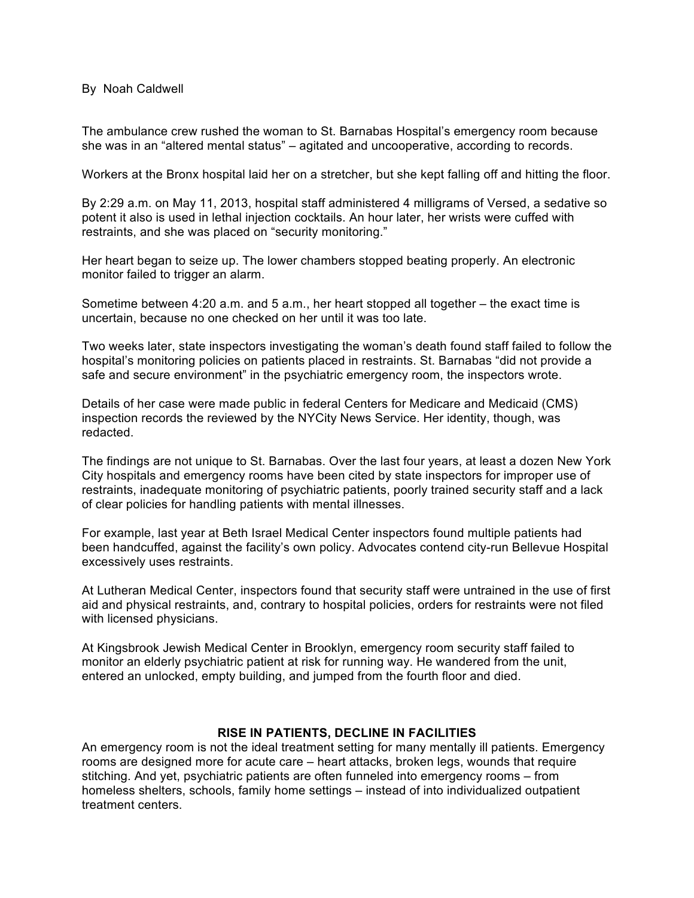By Noah Caldwell

The ambulance crew rushed the woman to St. Barnabas Hospital's emergency room because she was in an "altered mental status" – agitated and uncooperative, according to records.

Workers at the Bronx hospital laid her on a stretcher, but she kept falling off and hitting the floor.

By 2:29 a.m. on May 11, 2013, hospital staff administered 4 milligrams of Versed, a sedative so potent it also is used in lethal injection cocktails. An hour later, her wrists were cuffed with restraints, and she was placed on "security monitoring."

Her heart began to seize up. The lower chambers stopped beating properly. An electronic monitor failed to trigger an alarm.

Sometime between 4:20 a.m. and 5 a.m., her heart stopped all together – the exact time is uncertain, because no one checked on her until it was too late.

Two weeks later, state inspectors investigating the woman's death found staff failed to follow the hospital's monitoring policies on patients placed in restraints. St. Barnabas "did not provide a safe and secure environment" in the psychiatric emergency room, the inspectors wrote.

Details of her case were made public in federal Centers for Medicare and Medicaid (CMS) inspection records the reviewed by the NYCity News Service. Her identity, though, was redacted.

The findings are not unique to St. Barnabas. Over the last four years, at least a dozen New York City hospitals and emergency rooms have been cited by state inspectors for improper use of restraints, inadequate monitoring of psychiatric patients, poorly trained security staff and a lack of clear policies for handling patients with mental illnesses.

For example, last year at Beth Israel Medical Center inspectors found multiple patients had been handcuffed, against the facility's own policy. Advocates contend city-run Bellevue Hospital excessively uses restraints.

At Lutheran Medical Center, inspectors found that security staff were untrained in the use of first aid and physical restraints, and, contrary to hospital policies, orders for restraints were not filed with licensed physicians.

At Kingsbrook Jewish Medical Center in Brooklyn, emergency room security staff failed to monitor an elderly psychiatric patient at risk for running way. He wandered from the unit, entered an unlocked, empty building, and jumped from the fourth floor and died.

## RISE IN PATIENTS, DECLINE IN FACILITIES

An emergency room is not the ideal treatment setting for many mentally ill patients. Emergency rooms are designed more for acute care – heart attacks, broken legs, wounds that require stitching. And yet, psychiatric patients are often funneled into emergency rooms – from homeless shelters, schools, family home settings – instead of into individualized outpatient treatment centers.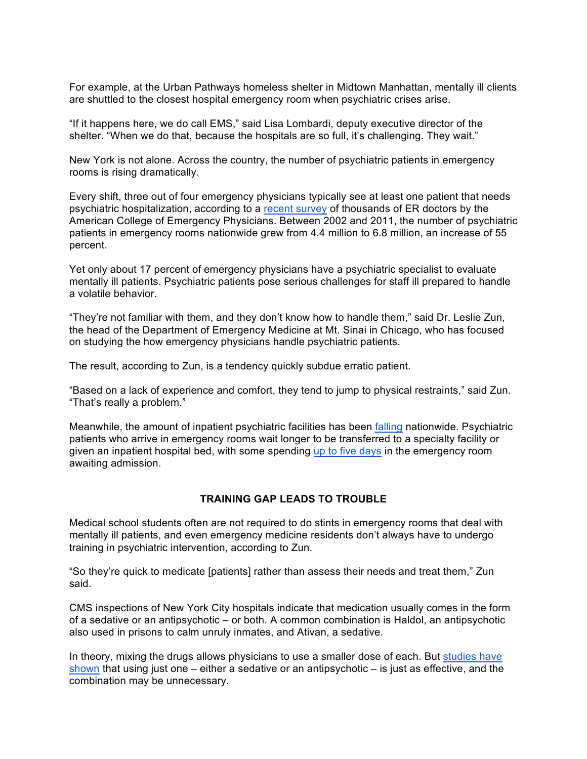For example, at the Urban Pathways homeless shelter in Midtown Manhattan, mentally ill clients are shuttled to the closest hospital emergency room when psychiatric crises arise.

"If it happens here, we do call EMS," said Lisa Lombardi, deputy executive director of the shelter. "When we do that, because the hospitals are so full, it's challenging. They wait."

New York is not alone. Across the country, the number of psychiatric patients in emergency rooms is rising dramatically.

Every shift, three out of four emergency physicians typically see at least one patient that needs psychiatric hospitalization, according to a [recent survey](#) of thousands of ER doctors by the American College of Emergency Physicians. Between 2002 and 2011, the number of psychiatric patients in emergency rooms nationwide grew from 4.4 million to 6.8 million, an increase of 55 percent.

Yet only about 17 percent of emergency physicians have a psychiatric specialist to evaluate mentally ill patients. Psychiatric patients pose serious challenges for staff ill prepared to handle a volatile behavior.

"They're not familiar with them, and they don't know how to handle them," said Dr. Leslie Zun, the head of the Department of Emergency Medicine at Mt. Sinai in Chicago, who has focused on studying the how emergency physicians handle psychiatric patients.

The result, according to Zun, is a tendency quickly subdue erratic patient.

"Based on a lack of experience and comfort, they tend to jump to physical restraints," said Zun. "That's really a problem."

Meanwhile, the amount of inpatient psychiatric facilities has been [falling](#) nationwide. Psychiatric patients who arrive in emergency rooms wait longer to be transferred to a specialty facility or given an inpatient hospital bed, with some spending [up to five days](#) in the emergency room awaiting admission.

## TRAINING GAP LEADS TO TROUBLE

Medical school students often are not required to do stints in emergency rooms that deal with mentally ill patients, and even emergency medicine residents don't always have to undergo training in psychiatric intervention, according to Zun.

"So they're quick to medicate [patients] rather than assess their needs and treat them," Zun said.

CMS inspections of New York City hospitals indicate that medication usually comes in the form of a sedative or an antipsychotic – or both. A common combination is Haldol, an antipsychotic also used in prisons to calm unruly inmates, and Ativan, a sedative.

In theory, mixing the drugs allows physicians to use a smaller dose of each. But [studies have shown](#) that using just one – either a sedative or an antipsychotic – is just as effective, and the combination may be unnecessary.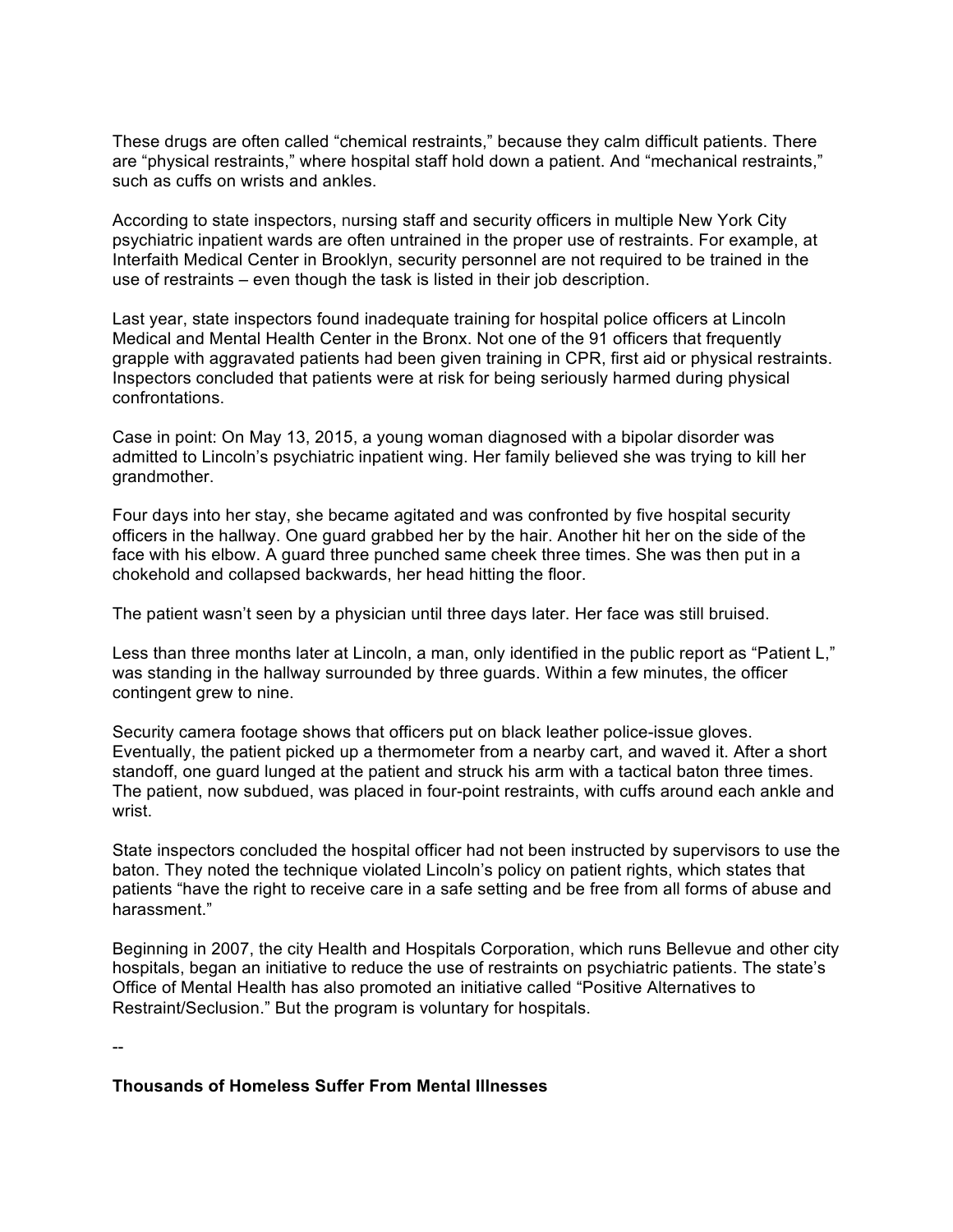These drugs are often called "chemical restraints," because they calm difficult patients. There are "physical restraints," where hospital staff hold down a patient. And "mechanical restraints," such as cuffs on wrists and ankles.

According to state inspectors, nursing staff and security officers in multiple New York City psychiatric inpatient wards are often untrained in the proper use of restraints. For example, at Interfaith Medical Center in Brooklyn, security personnel are not required to be trained in the use of restraints – even though the task is listed in their job description.

Last year, state inspectors found inadequate training for hospital police officers at Lincoln Medical and Mental Health Center in the Bronx. Not one of the 91 officers that frequently grapple with aggravated patients had been given training in CPR, first aid or physical restraints. Inspectors concluded that patients were at risk for being seriously harmed during physical confrontations.

Case in point: On May 13, 2015, a young woman diagnosed with a bipolar disorder was admitted to Lincoln's psychiatric inpatient wing. Her family believed she was trying to kill her grandmother.

Four days into her stay, she became agitated and was confronted by five hospital security officers in the hallway. One guard grabbed her by the hair. Another hit her on the side of the face with his elbow. A guard three punched same cheek three times. She was then put in a chokehold and collapsed backwards, her head hitting the floor.

The patient wasn't seen by a physician until three days later. Her face was still bruised.

Less than three months later at Lincoln, a man, only identified in the public report as "Patient L," was standing in the hallway surrounded by three guards. Within a few minutes, the officer contingent grew to nine.

Security camera footage shows that officers put on black leather police-issue gloves. Eventually, the patient picked up a thermometer from a nearby cart, and waved it. After a short standoff, one guard lunged at the patient and struck his arm with a tactical baton three times. The patient, now subdued, was placed in four-point restraints, with cuffs around each ankle and wrist.

State inspectors concluded the hospital officer had not been instructed by supervisors to use the baton. They noted the technique violated Lincoln's policy on patient rights, which states that patients "have the right to receive care in a safe setting and be free from all forms of abuse and harassment."

Beginning in 2007, the city Health and Hospitals Corporation, which runs Bellevue and other city hospitals, began an initiative to reduce the use of restraints on psychiatric patients. The state's Office of Mental Health has also promoted an initiative called "Positive Alternatives to Restraint/Seclusion." But the program is voluntary for hospitals.

--

**Thousands of Homeless Suffer From Mental Illnesses**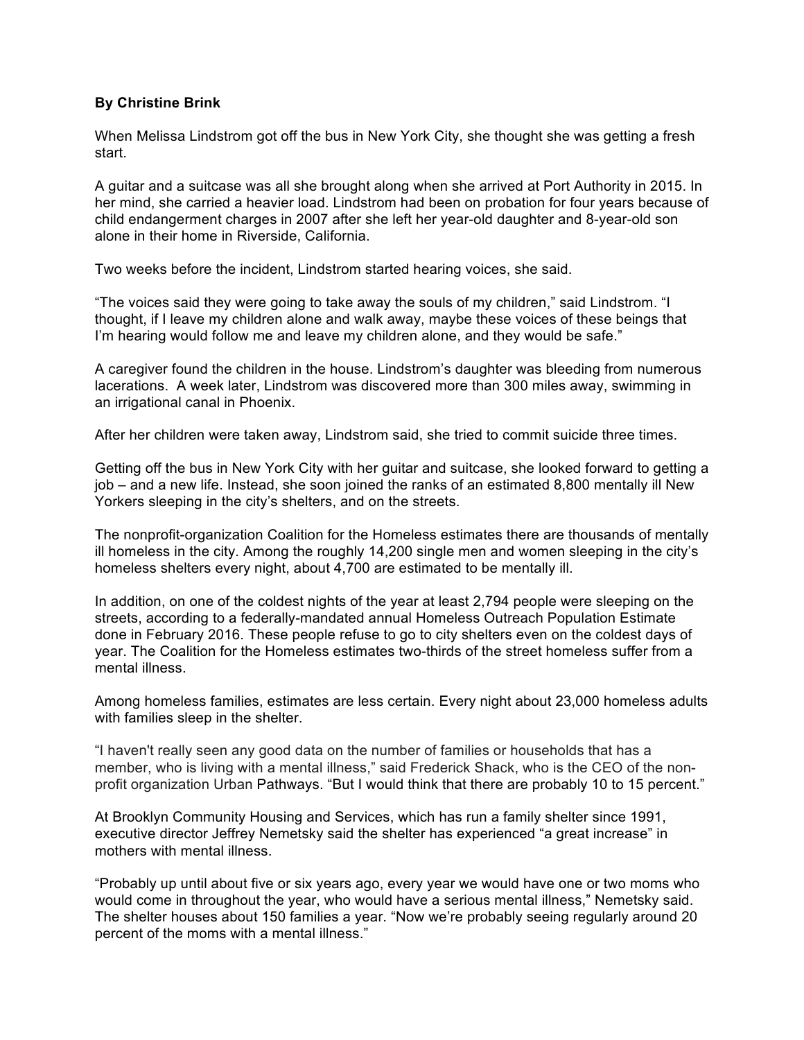**By Christine Brink**

When Melissa Lindstrom got off the bus in New York City, she thought she was getting a fresh start.

A guitar and a suitcase was all she brought along when she arrived at Port Authority in 2015. In her mind, she carried a heavier load. Lindstrom had been on probation for four years because of child endangerment charges in 2007 after she left her year-old daughter and 8-year-old son alone in their home in Riverside, California.

Two weeks before the incident, Lindstrom started hearing voices, she said.

"The voices said they were going to take away the souls of my children," said Lindstrom. "I thought, if I leave my children alone and walk away, maybe these voices of these beings that I'm hearing would follow me and leave my children alone, and they would be safe."

A caregiver found the children in the house. Lindstrom's daughter was bleeding from numerous lacerations. A week later, Lindstrom was discovered more than 300 miles away, swimming in an irrigational canal in Phoenix.

After her children were taken away, Lindstrom said, she tried to commit suicide three times.

Getting off the bus in New York City with her guitar and suitcase, she looked forward to getting a job – and a new life. Instead, she soon joined the ranks of an estimated 8,800 mentally ill New Yorkers sleeping in the city's shelters, and on the streets.

The nonprofit-organization Coalition for the Homeless estimates there are thousands of mentally ill homeless in the city. Among the roughly 14,200 single men and women sleeping in the city's homeless shelters every night, about 4,700 are estimated to be mentally ill.

In addition, on one of the coldest nights of the year at least 2,794 people were sleeping on the streets, according to a federally-mandated annual Homeless Outreach Population Estimate done in February 2016. These people refuse to go to city shelters even on the coldest days of year. The Coalition for the Homeless estimates two-thirds of the street homeless suffer from a mental illness.

Among homeless families, estimates are less certain. Every night about 23,000 homeless adults with families sleep in the shelter.

"I haven't really seen any good data on the number of families or households that has a member, who is living with a mental illness," said Frederick Shack, who is the CEO of the non-profit organization Urban Pathways. "But I would think that there are probably 10 to 15 percent."

At Brooklyn Community Housing and Services, which has run a family shelter since 1991, executive director Jeffrey Nemetsky said the shelter has experienced "a great increase" in mothers with mental illness.

"Probably up until about five or six years ago, every year we would have one or two moms who would come in throughout the year, who would have a serious mental illness," Nemetsky said. The shelter houses about 150 families a year. "Now we're probably seeing regularly around 20 percent of the moms with a mental illness."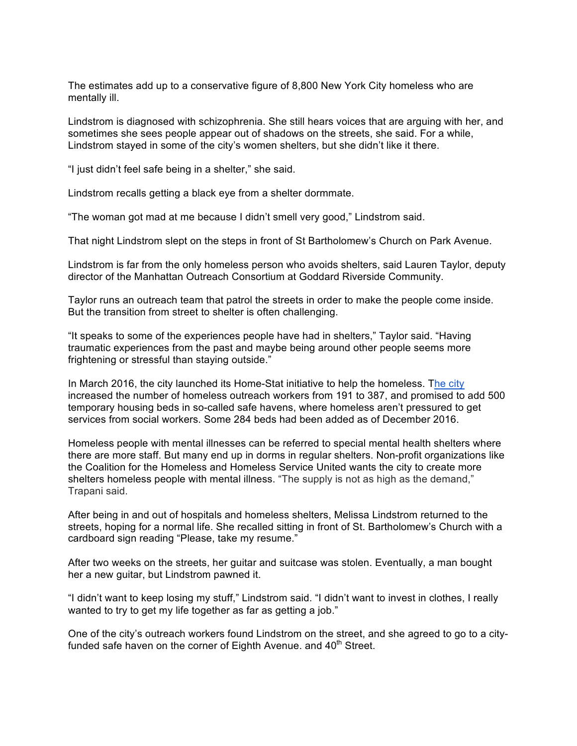The estimates add up to a conservative figure of 8,800 New York City homeless who are mentally ill.

Lindstrom is diagnosed with schizophrenia. She still hears voices that are arguing with her, and sometimes she sees people appear out of shadows on the streets, she said. For a while, Lindstrom stayed in some of the city's women shelters, but she didn't like it there.

"I just didn't feel safe being in a shelter," she said.

Lindstrom recalls getting a black eye from a shelter dormmate.

"The woman got mad at me because I didn't smell very good," Lindstrom said.

That night Lindstrom slept on the steps in front of St Bartholomew's Church on Park Avenue.

Lindstrom is far from the only homeless person who avoids shelters, said Lauren Taylor, deputy director of the Manhattan Outreach Consortium at Goddard Riverside Community.

Taylor runs an outreach team that patrol the streets in order to make the people come inside. But the transition from street to shelter is often challenging.

"It speaks to some of the experiences people have had in shelters," Taylor said. "Having traumatic experiences from the past and maybe being around other people seems more frightening or stressful than staying outside."

In March 2016, the city launched its Home-Stat initiative to help the homeless. The city increased the number of homeless outreach workers from 191 to 387, and promised to add 500 temporary housing beds in so-called safe havens, where homeless aren't pressured to get services from social workers. Some 284 beds had been added as of December 2016.

Homeless people with mental illnesses can be referred to special mental health shelters where there are more staff. But many end up in dorms in regular shelters. Non-profit organizations like the Coalition for the Homeless and Homeless Service United wants the city to create more shelters homeless people with mental illness. "The supply is not as high as the demand," Trapani said.

After being in and out of hospitals and homeless shelters, Melissa Lindstrom returned to the streets, hoping for a normal life. She recalled sitting in front of St. Bartholomew's Church with a cardboard sign reading "Please, take my resume."

After two weeks on the streets, her guitar and suitcase was stolen. Eventually, a man bought her a new guitar, but Lindstrom pawned it.

"I didn't want to keep losing my stuff," Lindstrom said. "I didn't want to invest in clothes, I really wanted to try to get my life together as far as getting a job."

One of the city's outreach workers found Lindstrom on the street, and she agreed to go to a city-funded safe haven on the corner of Eighth Avenue. and 40th Street.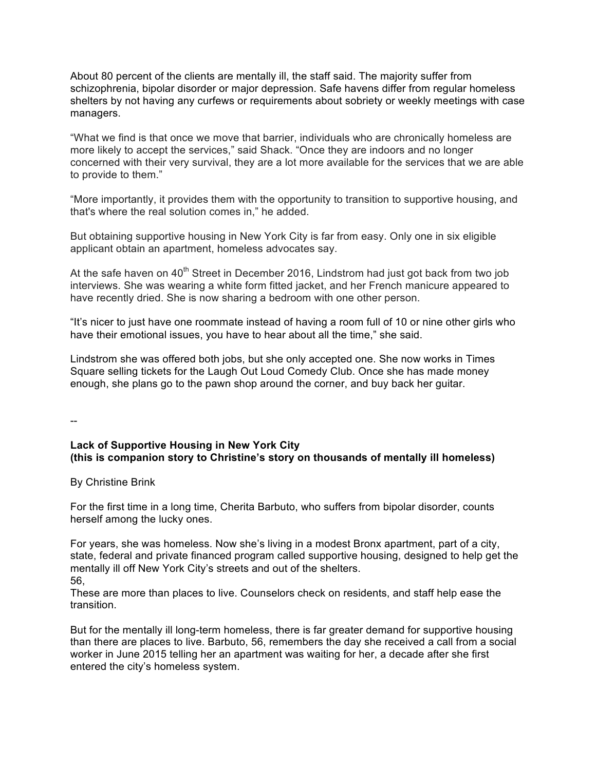About 80 percent of the clients are mentally ill, the staff said. The majority suffer from schizophrenia, bipolar disorder or major depression. Safe havens differ from regular homeless shelters by not having any curfews or requirements about sobriety or weekly meetings with case managers.

“What we find is that once we move that barrier, individuals who are chronically homeless are more likely to accept the services,” said Shack. “Once they are indoors and no longer concerned with their very survival, they are a lot more available for the services that we are able to provide to them.”

“More importantly, it provides them with the opportunity to transition to supportive housing, and that's where the real solution comes in,” he added.

But obtaining supportive housing in New York City is far from easy. Only one in six eligible applicant obtain an apartment, homeless advocates say.

At the safe haven on 40th Street in December 2016, Lindstrom had just got back from two job interviews. She was wearing a white form fitted jacket, and her French manicure appeared to have recently dried. She is now sharing a bedroom with one other person.

“It’s nicer to just have one roommate instead of having a room full of 10 or nine other girls who have their emotional issues, you have to hear about all the time,” she said.

Lindstrom she was offered both jobs, but she only accepted one. She now works in Times Square selling tickets for the Laugh Out Loud Comedy Club. Once she has made money enough, she plans go to the pawn shop around the corner, and buy back her guitar.

--

**Lack of Supportive Housing in New York City**
**(this is companion story to Christine’s story on thousands of mentally ill homeless)**

By Christine Brink

For the first time in a long time, Cherita Barbuto, who suffers from bipolar disorder, counts herself among the lucky ones.

For years, she was homeless. Now she’s living in a modest Bronx apartment, part of a city, state, federal and private financed program called supportive housing, designed to help get the mentally ill off New York City’s streets and out of the shelters.
56,
These are more than places to live. Counselors check on residents, and staff help ease the transition.

But for the mentally ill long-term homeless, there is far greater demand for supportive housing than there are places to live. Barbuto, 56, remembers the day she received a call from a social worker in June 2015 telling her an apartment was waiting for her, a decade after she first entered the city’s homeless system.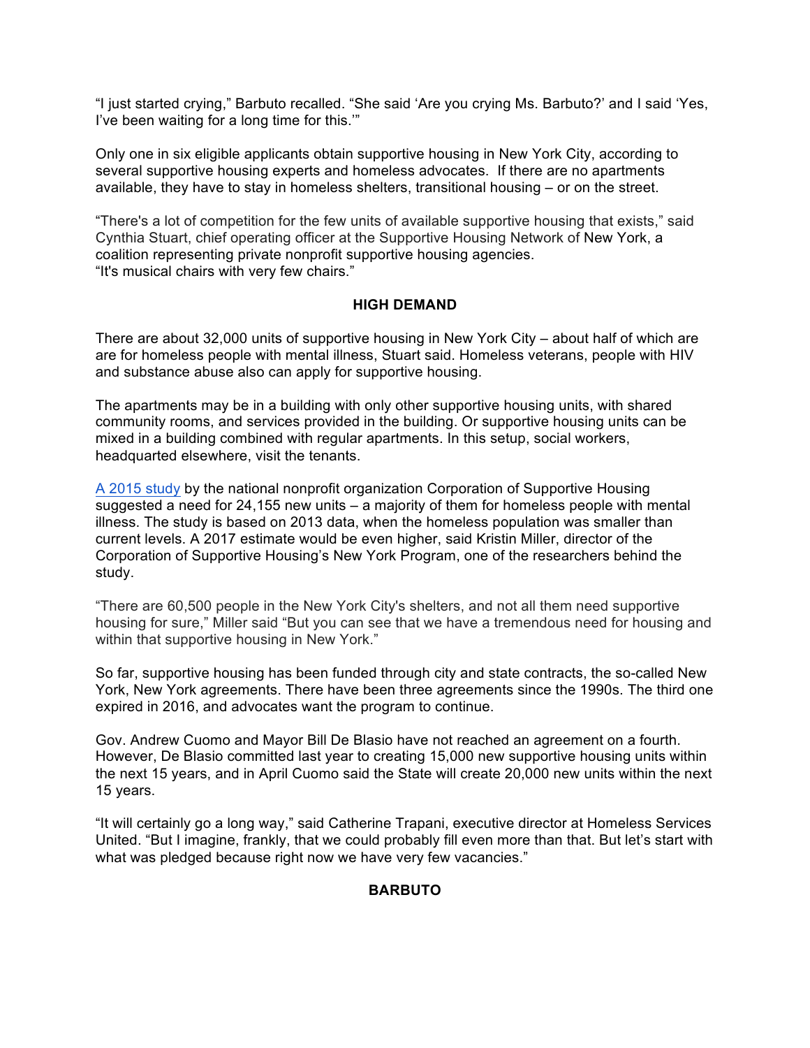"I just started crying," Barbuto recalled. "She said 'Are you crying Ms. Barbuto?' and I said 'Yes, I've been waiting for a long time for this.'"

Only one in six eligible applicants obtain supportive housing in New York City, according to several supportive housing experts and homeless advocates. If there are no apartments available, they have to stay in homeless shelters, transitional housing – or on the street.

"There's a lot of competition for the few units of available supportive housing that exists," said Cynthia Stuart, chief operating officer at the Supportive Housing Network of New York, a coalition representing private nonprofit supportive housing agencies.
"It's musical chairs with very few chairs."

**HIGH DEMAND**

There are about 32,000 units of supportive housing in New York City – about half of which are are for homeless people with mental illness, Stuart said. Homeless veterans, people with HIV and substance abuse also can apply for supportive housing.

The apartments may be in a building with only other supportive housing units, with shared community rooms, and services provided in the building. Or supportive housing units can be mixed in a building combined with regular apartments. In this setup, social workers, headquarted elsewhere, visit the tenants.

A 2015 study by the national nonprofit organization Corporation of Supportive Housing suggested a need for 24,155 new units – a majority of them for homeless people with mental illness. The study is based on 2013 data, when the homeless population was smaller than current levels. A 2017 estimate would be even higher, said Kristin Miller, director of the Corporation of Supportive Housing's New York Program, one of the researchers behind the study.

"There are 60,500 people in the New York City's shelters, and not all them need supportive housing for sure," Miller said "But you can see that we have a tremendous need for housing and within that supportive housing in New York."

So far, supportive housing has been funded through city and state contracts, the so-called New York, New York agreements. There have been three agreements since the 1990s. The third one expired in 2016, and advocates want the program to continue.

Gov. Andrew Cuomo and Mayor Bill De Blasio have not reached an agreement on a fourth. However, De Blasio committed last year to creating 15,000 new supportive housing units within the next 15 years, and in April Cuomo said the State will create 20,000 new units within the next 15 years.

"It will certainly go a long way," said Catherine Trapani, executive director at Homeless Services United. "But I imagine, frankly, that we could probably fill even more than that. But let's start with what was pledged because right now we have very few vacancies."

**BARBUTO**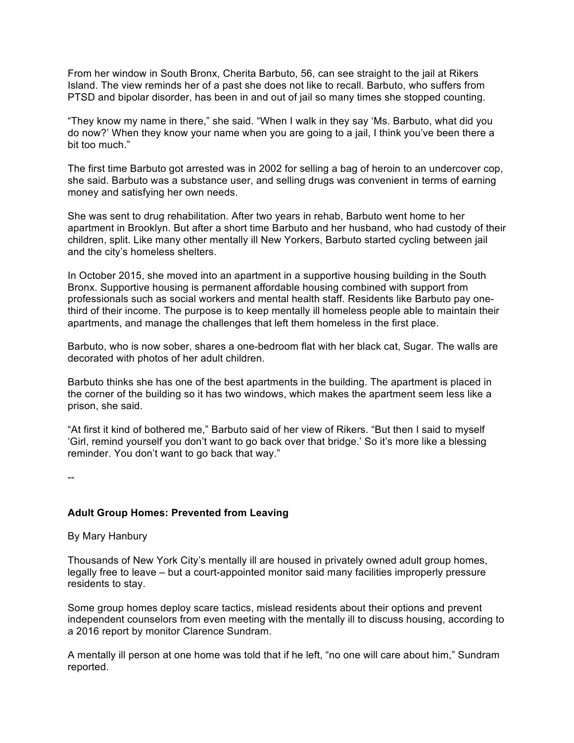From her window in South Bronx, Cherita Barbuto, 56, can see straight to the jail at Rikers Island. The view reminds her of a past she does not like to recall. Barbuto, who suffers from PTSD and bipolar disorder, has been in and out of jail so many times she stopped counting.

"They know my name in there," she said. "When I walk in they say 'Ms. Barbuto, what did you do now?' When they know your name when you are going to a jail, I think you've been there a bit too much."

The first time Barbuto got arrested was in 2002 for selling a bag of heroin to an undercover cop, she said. Barbuto was a substance user, and selling drugs was convenient in terms of earning money and satisfying her own needs.

She was sent to drug rehabilitation. After two years in rehab, Barbuto went home to her apartment in Brooklyn. But after a short time Barbuto and her husband, who had custody of their children, split. Like many other mentally ill New Yorkers, Barbuto started cycling between jail and the city's homeless shelters.

In October 2015, she moved into an apartment in a supportive housing building in the South Bronx. Supportive housing is permanent affordable housing combined with support from professionals such as social workers and mental health staff. Residents like Barbuto pay one-third of their income. The purpose is to keep mentally ill homeless people able to maintain their apartments, and manage the challenges that left them homeless in the first place.

Barbuto, who is now sober, shares a one-bedroom flat with her black cat, Sugar. The walls are decorated with photos of her adult children.

Barbuto thinks she has one of the best apartments in the building. The apartment is placed in the corner of the building so it has two windows, which makes the apartment seem less like a prison, she said.

"At first it kind of bothered me," Barbuto said of her view of Rikers. "But then I said to myself 'Girl, remind yourself you don't want to go back over that bridge.' So it's more like a blessing reminder. You don't want to go back that way."

--

### Adult Group Homes: Prevented from Leaving

By Mary Hanbury

Thousands of New York City's mentally ill are housed in privately owned adult group homes, legally free to leave – but a court-appointed monitor said many facilities improperly pressure residents to stay.

Some group homes deploy scare tactics, mislead residents about their options and prevent independent counselors from even meeting with the mentally ill to discuss housing, according to a 2016 report by monitor Clarence Sundram.

A mentally ill person at one home was told that if he left, "no one will care about him," Sundram reported.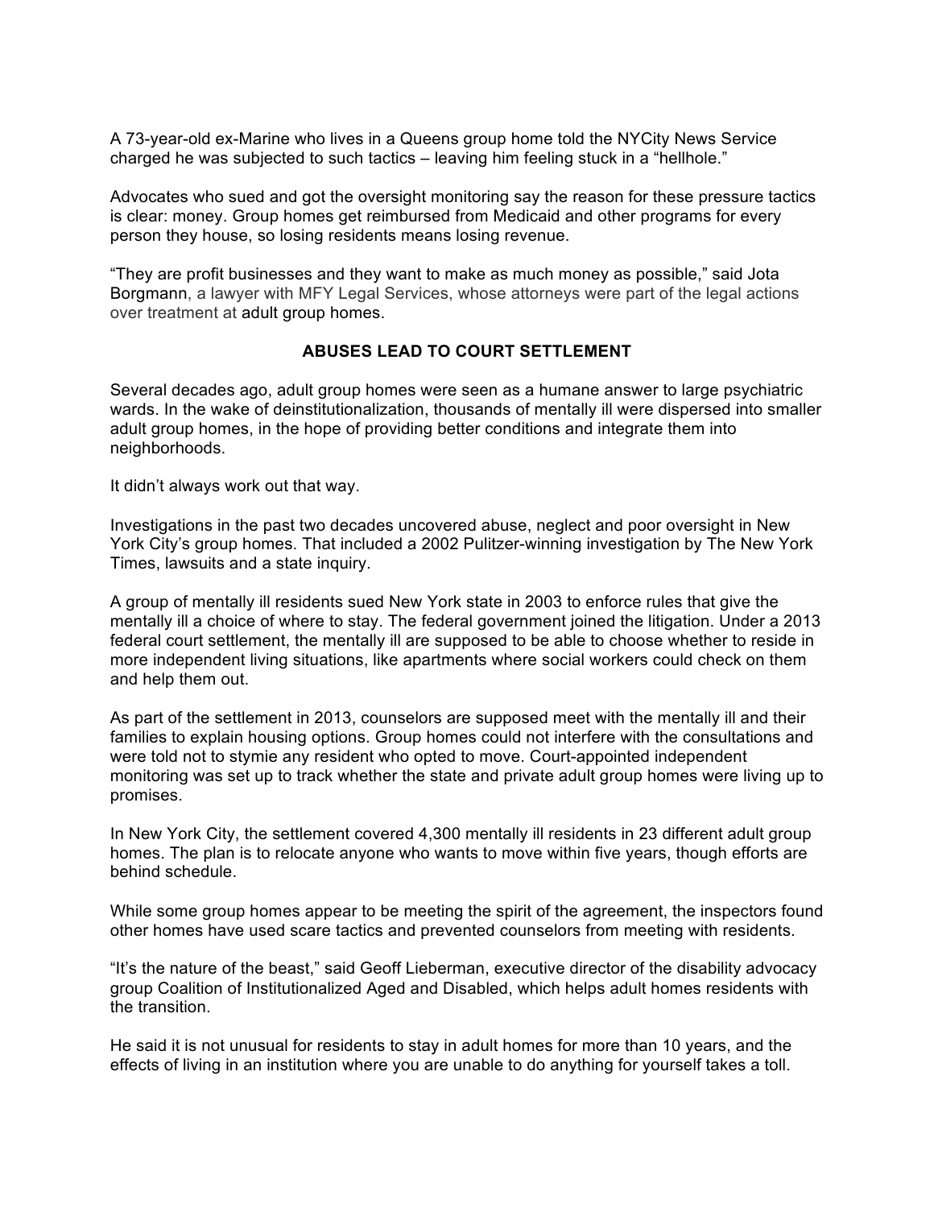A 73-year-old ex-Marine who lives in a Queens group home told the NYCity News Service charged he was subjected to such tactics – leaving him feeling stuck in a "hellhole."

Advocates who sued and got the oversight monitoring say the reason for these pressure tactics is clear: money. Group homes get reimbursed from Medicaid and other programs for every person they house, so losing residents means losing revenue.

"They are profit businesses and they want to make as much money as possible," said Jota Borgmann, a lawyer with MFY Legal Services, whose attorneys were part of the legal actions over treatment at adult group homes.

## ABUSES LEAD TO COURT SETTLEMENT

Several decades ago, adult group homes were seen as a humane answer to large psychiatric wards. In the wake of deinstitutionalization, thousands of mentally ill were dispersed into smaller adult group homes, in the hope of providing better conditions and integrate them into neighborhoods.

It didn't always work out that way.

Investigations in the past two decades uncovered abuse, neglect and poor oversight in New York City's group homes. That included a 2002 Pulitzer-winning investigation by The New York Times, lawsuits and a state inquiry.

A group of mentally ill residents sued New York state in 2003 to enforce rules that give the mentally ill a choice of where to stay. The federal government joined the litigation. Under a 2013 federal court settlement, the mentally ill are supposed to be able to choose whether to reside in more independent living situations, like apartments where social workers could check on them and help them out.

As part of the settlement in 2013, counselors are supposed meet with the mentally ill and their families to explain housing options. Group homes could not interfere with the consultations and were told not to stymie any resident who opted to move. Court-appointed independent monitoring was set up to track whether the state and private adult group homes were living up to promises.

In New York City, the settlement covered 4,300 mentally ill residents in 23 different adult group homes. The plan is to relocate anyone who wants to move within five years, though efforts are behind schedule.

While some group homes appear to be meeting the spirit of the agreement, the inspectors found other homes have used scare tactics and prevented counselors from meeting with residents.

"It's the nature of the beast," said Geoff Lieberman, executive director of the disability advocacy group Coalition of Institutionalized Aged and Disabled, which helps adult homes residents with the transition.

He said it is not unusual for residents to stay in adult homes for more than 10 years, and the effects of living in an institution where you are unable to do anything for yourself takes a toll.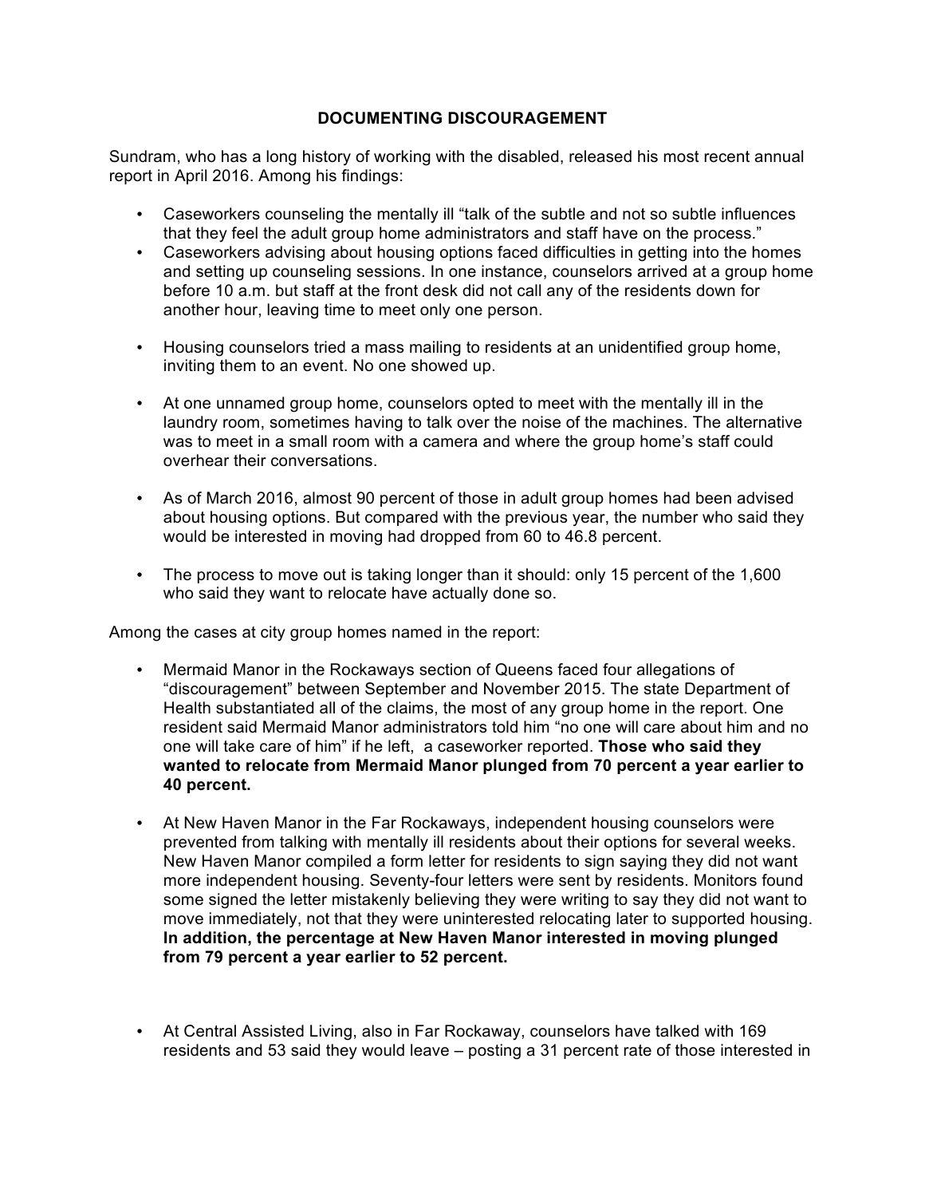## DOCUMENTING DISCOURAGEMENT

Sundram, who has a long history of working with the disabled, released his most recent annual report in April 2016. Among his findings:

- Caseworkers counseling the mentally ill "talk of the subtle and not so subtle influences that they feel the adult group home administrators and staff have on the process."
- Caseworkers advising about housing options faced difficulties in getting into the homes and setting up counseling sessions. In one instance, counselors arrived at a group home before 10 a.m. but staff at the front desk did not call any of the residents down for another hour, leaving time to meet only one person.
- Housing counselors tried a mass mailing to residents at an unidentified group home, inviting them to an event. No one showed up.
- At one unnamed group home, counselors opted to meet with the mentally ill in the laundry room, sometimes having to talk over the noise of the machines. The alternative was to meet in a small room with a camera and where the group home's staff could overhear their conversations.
- As of March 2016, almost 90 percent of those in adult group homes had been advised about housing options. But compared with the previous year, the number who said they would be interested in moving had dropped from 60 to 46.8 percent.
- The process to move out is taking longer than it should: only 15 percent of the 1,600 who said they want to relocate have actually done so.

Among the cases at city group homes named in the report:

- Mermaid Manor in the Rockaways section of Queens faced four allegations of "discouragement" between September and November 2015. The state Department of Health substantiated all of the claims, the most of any group home in the report. One resident said Mermaid Manor administrators told him "no one will care about him and no one will take care of him" if he left, a caseworker reported. **Those who said they wanted to relocate from Mermaid Manor plunged from 70 percent a year earlier to 40 percent.**
- At New Haven Manor in the Far Rockaways, independent housing counselors were prevented from talking with mentally ill residents about their options for several weeks. New Haven Manor compiled a form letter for residents to sign saying they did not want more independent housing. Seventy-four letters were sent by residents. Monitors found some signed the letter mistakenly believing they were writing to say they did not want to move immediately, not that they were uninterested relocating later to supported housing. **In addition, the percentage at New Haven Manor interested in moving plunged from 79 percent a year earlier to 52 percent.**
- At Central Assisted Living, also in Far Rockaway, counselors have talked with 169 residents and 53 said they would leave – posting a 31 percent rate of those interested in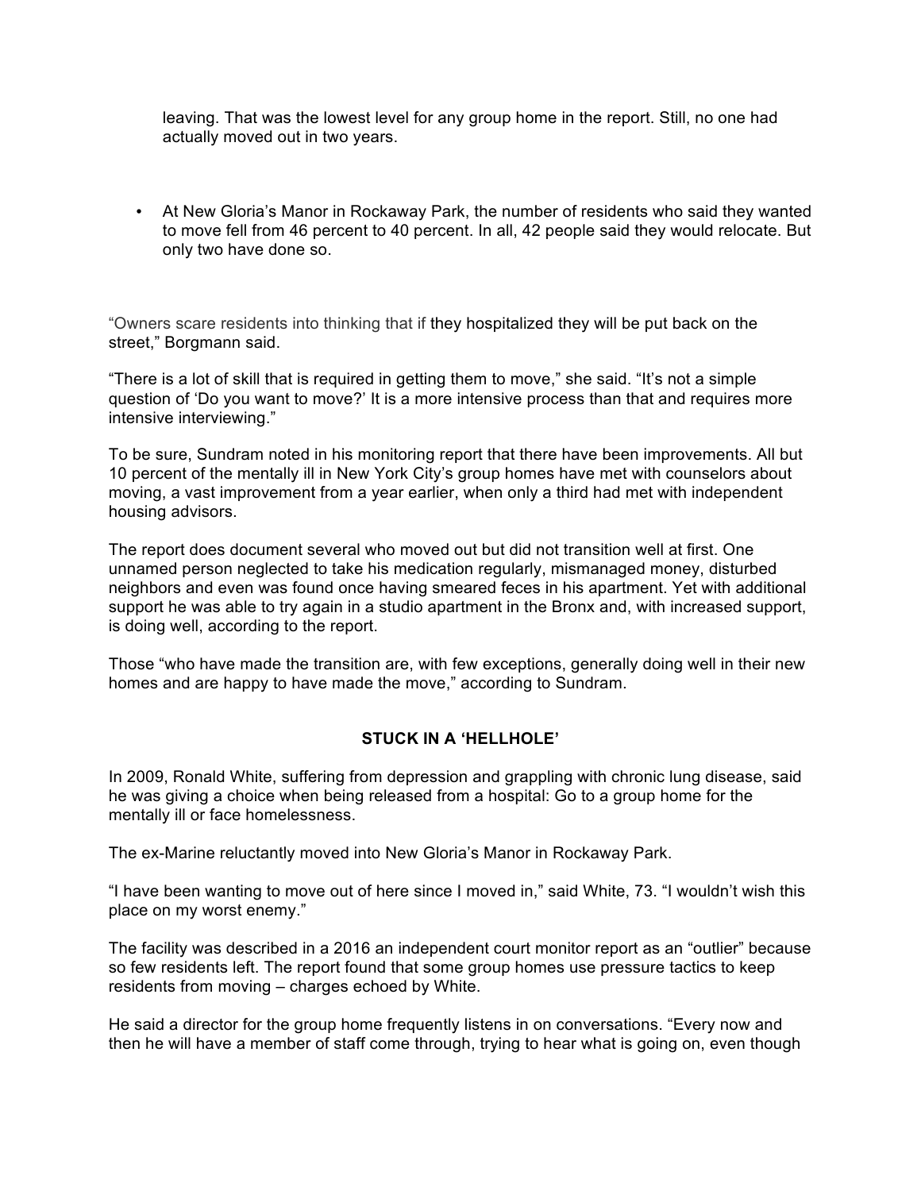leaving. That was the lowest level for any group home in the report. Still, no one had actually moved out in two years.

- At New Gloria's Manor in Rockaway Park, the number of residents who said they wanted to move fell from 46 percent to 40 percent. In all, 42 people said they would relocate. But only two have done so.

"Owners scare residents into thinking that if they hospitalized they will be put back on the street," Borgmann said.

"There is a lot of skill that is required in getting them to move," she said. "It's not a simple question of 'Do you want to move?' It is a more intensive process than that and requires more intensive interviewing."

To be sure, Sundram noted in his monitoring report that there have been improvements. All but 10 percent of the mentally ill in New York City's group homes have met with counselors about moving, a vast improvement from a year earlier, when only a third had met with independent housing advisors.

The report does document several who moved out but did not transition well at first. One unnamed person neglected to take his medication regularly, mismanaged money, disturbed neighbors and even was found once having smeared feces in his apartment. Yet with additional support he was able to try again in a studio apartment in the Bronx and, with increased support, is doing well, according to the report.

Those "who have made the transition are, with few exceptions, generally doing well in their new homes and are happy to have made the move," according to Sundram.

## STUCK IN A 'HELLHOLE'

In 2009, Ronald White, suffering from depression and grappling with chronic lung disease, said he was giving a choice when being released from a hospital: Go to a group home for the mentally ill or face homelessness.

The ex-Marine reluctantly moved into New Gloria's Manor in Rockaway Park.

"I have been wanting to move out of here since I moved in," said White, 73. "I wouldn't wish this place on my worst enemy."

The facility was described in a 2016 an independent court monitor report as an "outlier" because so few residents left. The report found that some group homes use pressure tactics to keep residents from moving – charges echoed by White.

He said a director for the group home frequently listens in on conversations. "Every now and then he will have a member of staff come through, trying to hear what is going on, even though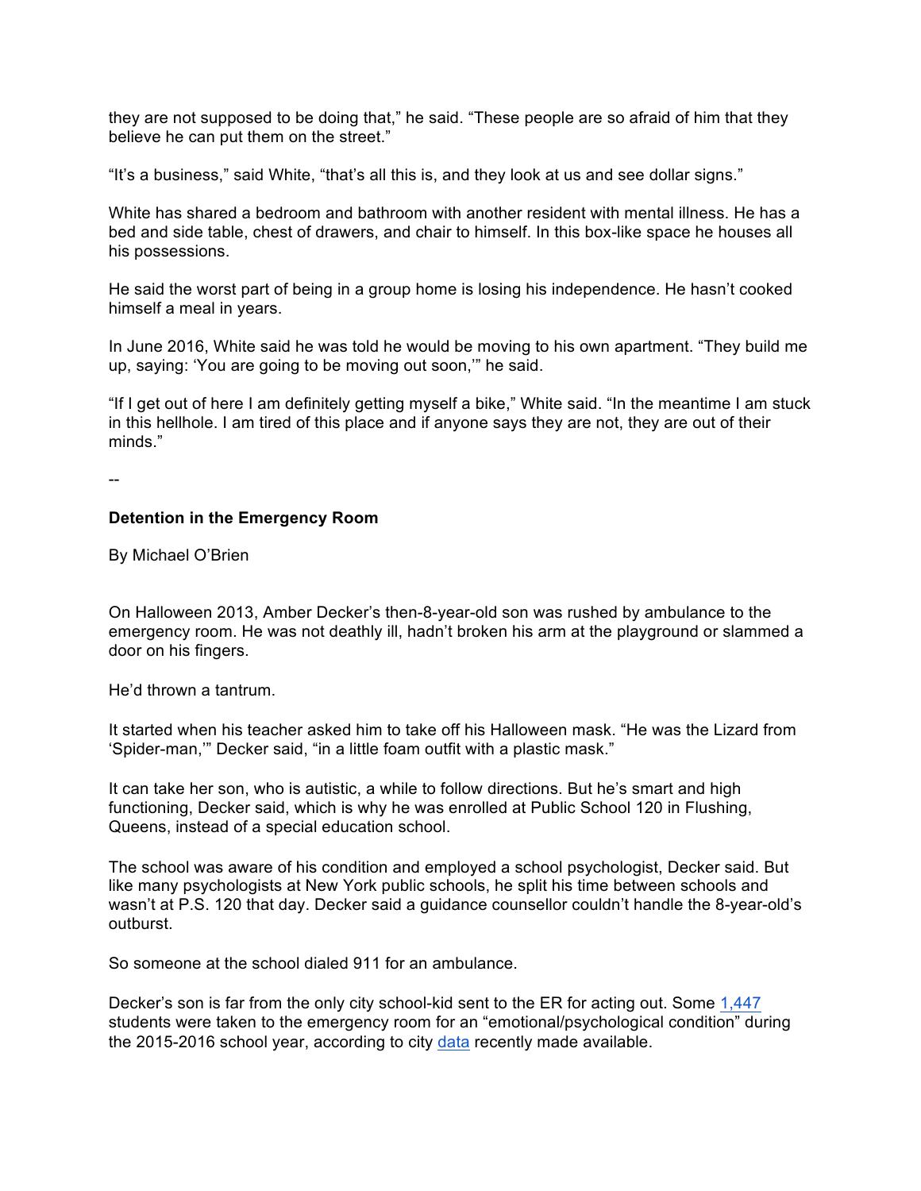they are not supposed to be doing that," he said. "These people are so afraid of him that they believe he can put them on the street."

"It's a business," said White, "that's all this is, and they look at us and see dollar signs."

White has shared a bedroom and bathroom with another resident with mental illness. He has a bed and side table, chest of drawers, and chair to himself. In this box-like space he houses all his possessions.

He said the worst part of being in a group home is losing his independence. He hasn't cooked himself a meal in years.

In June 2016, White said he was told he would be moving to his own apartment. "They build me up, saying: 'You are going to be moving out soon,'" he said.

"If I get out of here I am definitely getting myself a bike," White said. "In the meantime I am stuck in this hellhole. I am tired of this place and if anyone says they are not, they are out of their minds."

--

**Detention in the Emergency Room**

By Michael O'Brien

On Halloween 2013, Amber Decker's then-8-year-old son was rushed by ambulance to the emergency room. He was not deathly ill, hadn't broken his arm at the playground or slammed a door on his fingers.

He'd thrown a tantrum.

It started when his teacher asked him to take off his Halloween mask. "He was the Lizard from 'Spider-man,'" Decker said, "in a little foam outfit with a plastic mask."

It can take her son, who is autistic, a while to follow directions. But he's smart and high functioning, Decker said, which is why he was enrolled at Public School 120 in Flushing, Queens, instead of a special education school.

The school was aware of his condition and employed a school psychologist, Decker said. But like many psychologists at New York public schools, he split his time between schools and wasn't at P.S. 120 that day. Decker said a guidance counsellor couldn't handle the 8-year-old's outburst.

So someone at the school dialed 911 for an ambulance.

Decker's son is far from the only city school-kid sent to the ER for acting out. Some 1,447 students were taken to the emergency room for an "emotional/psychological condition" during the 2015-2016 school year, according to city data recently made available.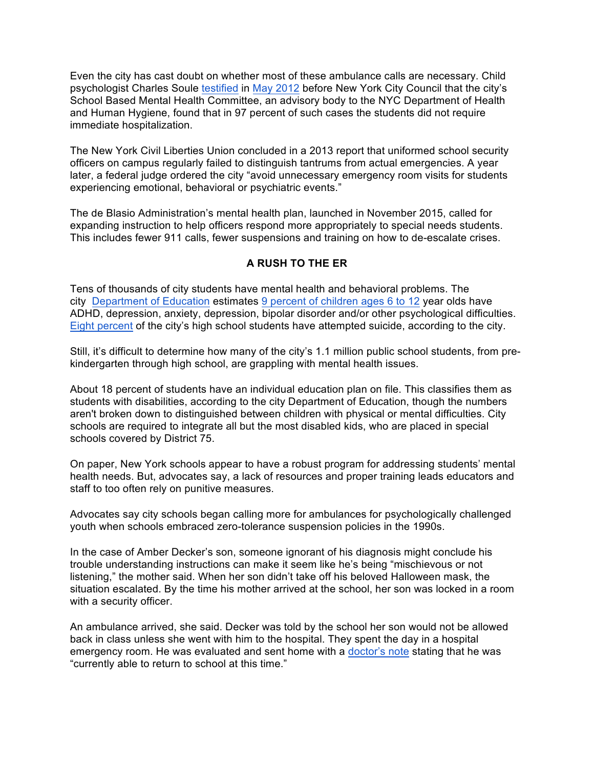Even the city has cast doubt on whether most of these ambulance calls are necessary. Child psychologist Charles Soule testified in May 2012 before New York City Council that the city's School Based Mental Health Committee, an advisory body to the NYC Department of Health and Human Hygiene, found that in 97 percent of such cases the students did not require immediate hospitalization.

The New York Civil Liberties Union concluded in a 2013 report that uniformed school security officers on campus regularly failed to distinguish tantrums from actual emergencies. A year later, a federal judge ordered the city "avoid unnecessary emergency room visits for students experiencing emotional, behavioral or psychiatric events."

The de Blasio Administration's mental health plan, launched in November 2015, called for expanding instruction to help officers respond more appropriately to special needs students. This includes fewer 911 calls, fewer suspensions and training on how to de-escalate crises.

**A RUSH TO THE ER**

Tens of thousands of city students have mental health and behavioral problems. The city Department of Education estimates 9 percent of children ages 6 to 12 year olds have ADHD, depression, anxiety, depression, bipolar disorder and/or other psychological difficulties. Eight percent of the city's high school students have attempted suicide, according to the city.

Still, it's difficult to determine how many of the city's 1.1 million public school students, from pre-kindergarten through high school, are grappling with mental health issues.

About 18 percent of students have an individual education plan on file. This classifies them as students with disabilities, according to the city Department of Education, though the numbers aren't broken down to distinguished between children with physical or mental difficulties. City schools are required to integrate all but the most disabled kids, who are placed in special schools covered by District 75.

On paper, New York schools appear to have a robust program for addressing students' mental health needs. But, advocates say, a lack of resources and proper training leads educators and staff to too often rely on punitive measures.

Advocates say city schools began calling more for ambulances for psychologically challenged youth when schools embraced zero-tolerance suspension policies in the 1990s.

In the case of Amber Decker's son, someone ignorant of his diagnosis might conclude his trouble understanding instructions can make it seem like he's being "mischievous or not listening," the mother said. When her son didn't take off his beloved Halloween mask, the situation escalated. By the time his mother arrived at the school, her son was locked in a room with a security officer.

An ambulance arrived, she said. Decker was told by the school her son would not be allowed back in class unless she went with him to the hospital. They spent the day in a hospital emergency room. He was evaluated and sent home with a doctor's note stating that he was "currently able to return to school at this time."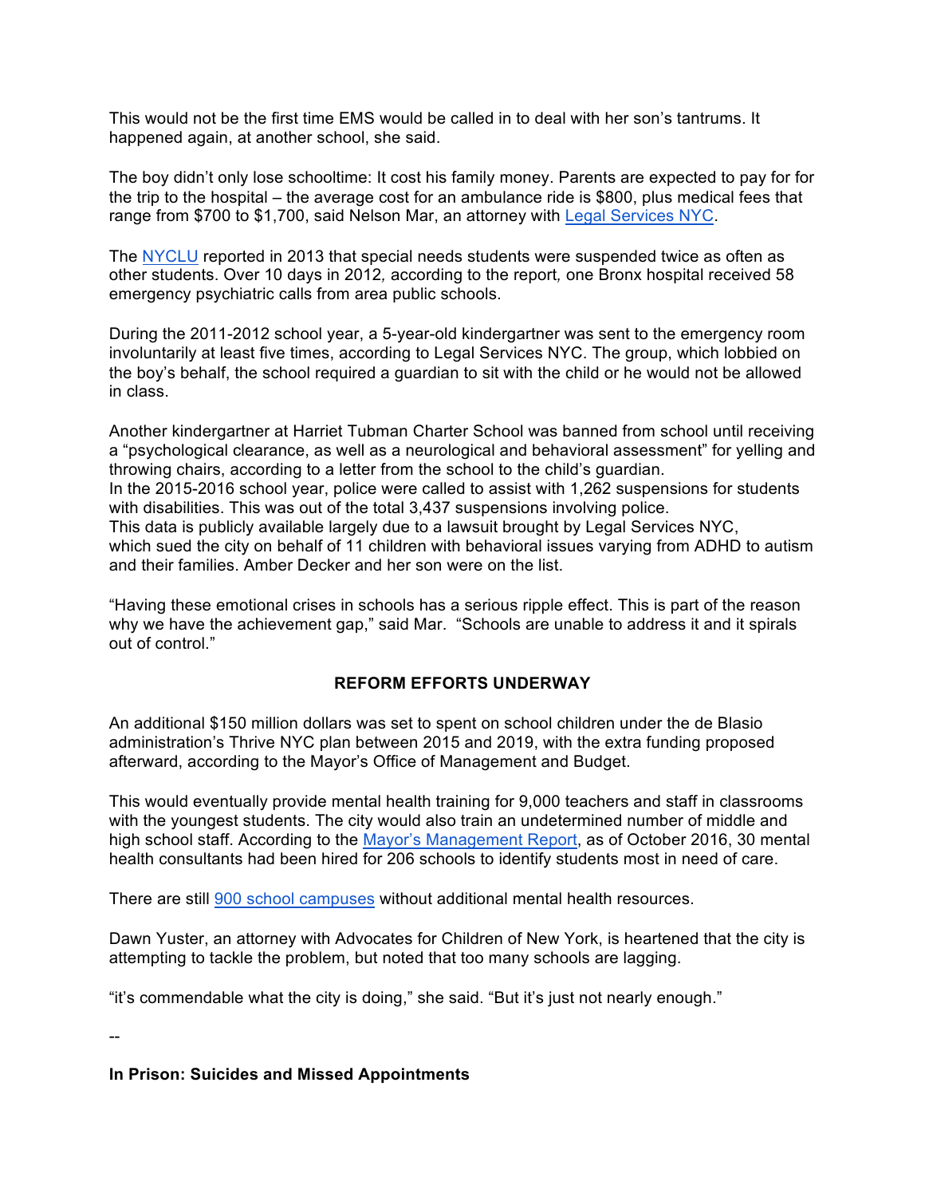This would not be the first time EMS would be called in to deal with her son's tantrums. It happened again, at another school, she said.

The boy didn't only lose schooltime: It cost his family money. Parents are expected to pay for for the trip to the hospital – the average cost for an ambulance ride is $800, plus medical fees that range from $700 to $1,700, said Nelson Mar, an attorney with Legal Services NYC.

The NYCLU reported in 2013 that special needs students were suspended twice as often as other students. Over 10 days in 2012*,* according to the report*,* one Bronx hospital received 58 emergency psychiatric calls from area public schools.

During the 2011-2012 school year, a 5-year-old kindergartner was sent to the emergency room involuntarily at least five times, according to Legal Services NYC. The group, which lobbied on the boy's behalf, the school required a guardian to sit with the child or he would not be allowed in class.

Another kindergartner at Harriet Tubman Charter School was banned from school until receiving a "psychological clearance, as well as a neurological and behavioral assessment" for yelling and throwing chairs, according to a letter from the school to the child's guardian.
In the 2015-2016 school year, police were called to assist with 1,262 suspensions for students with disabilities. This was out of the total 3,437 suspensions involving police.
This data is publicly available largely due to a lawsuit brought by Legal Services NYC, which sued the city on behalf of 11 children with behavioral issues varying from ADHD to autism and their families. Amber Decker and her son were on the list.

"Having these emotional crises in schools has a serious ripple effect. This is part of the reason why we have the achievement gap," said Mar. "Schools are unable to address it and it spirals out of control."

**REFORM EFFORTS UNDERWAY**

An additional $150 million dollars was set to spent on school children under the de Blasio administration's Thrive NYC plan between 2015 and 2019, with the extra funding proposed afterward, according to the Mayor's Office of Management and Budget.

This would eventually provide mental health training for 9,000 teachers and staff in classrooms with the youngest students. The city would also train an undetermined number of middle and high school staff. According to the Mayor's Management Report, as of October 2016, 30 mental health consultants had been hired for 206 schools to identify students most in need of care.

There are still 900 school campuses without additional mental health resources.

Dawn Yuster, an attorney with Advocates for Children of New York, is heartened that the city is attempting to tackle the problem, but noted that too many schools are lagging.

"it's commendable what the city is doing," she said. "But it's just not nearly enough."

--

**In Prison: Suicides and Missed Appointments**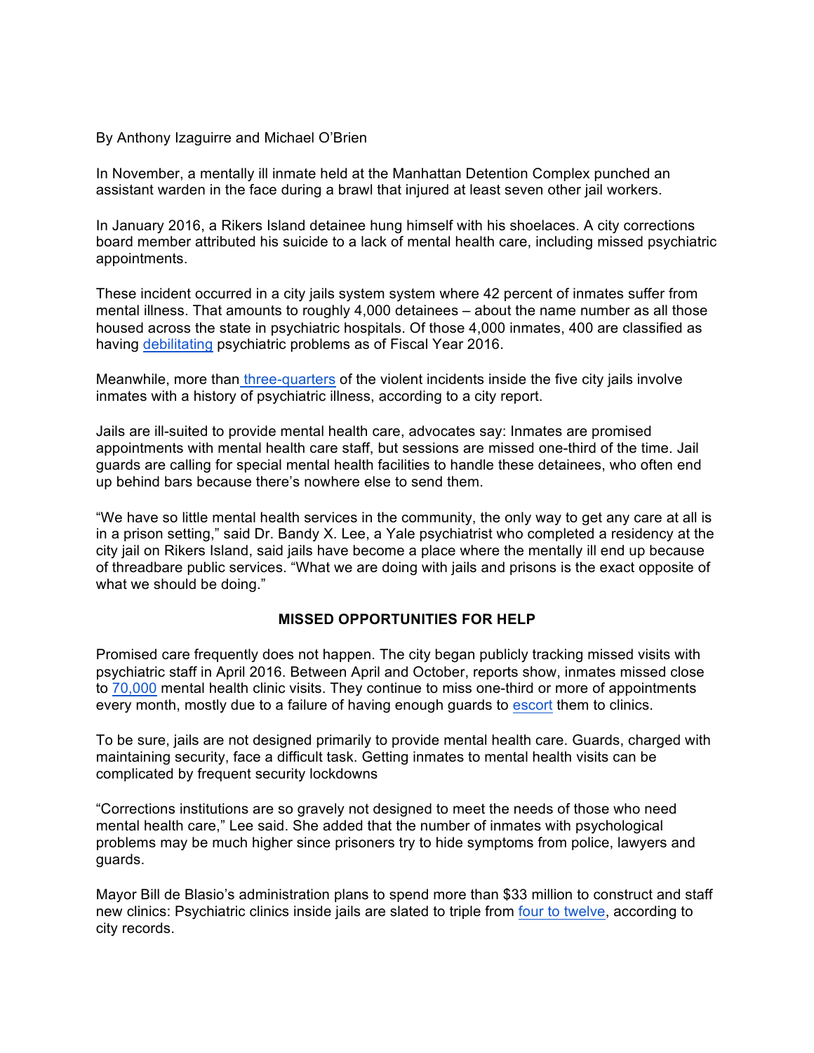By Anthony Izaguirre and Michael O'Brien

In November, a mentally ill inmate held at the Manhattan Detention Complex punched an assistant warden in the face during a brawl that injured at least seven other jail workers.

In January 2016, a Rikers Island detainee hung himself with his shoelaces. A city corrections board member attributed his suicide to a lack of mental health care, including missed psychiatric appointments.

These incident occurred in a city jails system system where 42 percent of inmates suffer from mental illness. That amounts to roughly 4,000 detainees – about the name number as all those housed across the state in psychiatric hospitals. Of those 4,000 inmates, 400 are classified as having debilitating psychiatric problems as of Fiscal Year 2016.

Meanwhile, more than three-quarters of the violent incidents inside the five city jails involve inmates with a history of psychiatric illness, according to a city report.

Jails are ill-suited to provide mental health care, advocates say: Inmates are promised appointments with mental health care staff, but sessions are missed one-third of the time. Jail guards are calling for special mental health facilities to handle these detainees, who often end up behind bars because there's nowhere else to send them.

"We have so little mental health services in the community, the only way to get any care at all is in a prison setting," said Dr. Bandy X. Lee, a Yale psychiatrist who completed a residency at the city jail on Rikers Island, said jails have become a place where the mentally ill end up because of threadbare public services. "What we are doing with jails and prisons is the exact opposite of what we should be doing."

**MISSED OPPORTUNITIES FOR HELP**

Promised care frequently does not happen. The city began publicly tracking missed visits with psychiatric staff in April 2016. Between April and October, reports show, inmates missed close to 70,000 mental health clinic visits. They continue to miss one-third or more of appointments every month, mostly due to a failure of having enough guards to escort them to clinics.

To be sure, jails are not designed primarily to provide mental health care. Guards, charged with maintaining security, face a difficult task. Getting inmates to mental health visits can be complicated by frequent security lockdowns

"Corrections institutions are so gravely not designed to meet the needs of those who need mental health care," Lee said. She added that the number of inmates with psychological problems may be much higher since prisoners try to hide symptoms from police, lawyers and guards.

Mayor Bill de Blasio's administration plans to spend more than $33 million to construct and staff new clinics: Psychiatric clinics inside jails are slated to triple from four to twelve, according to city records.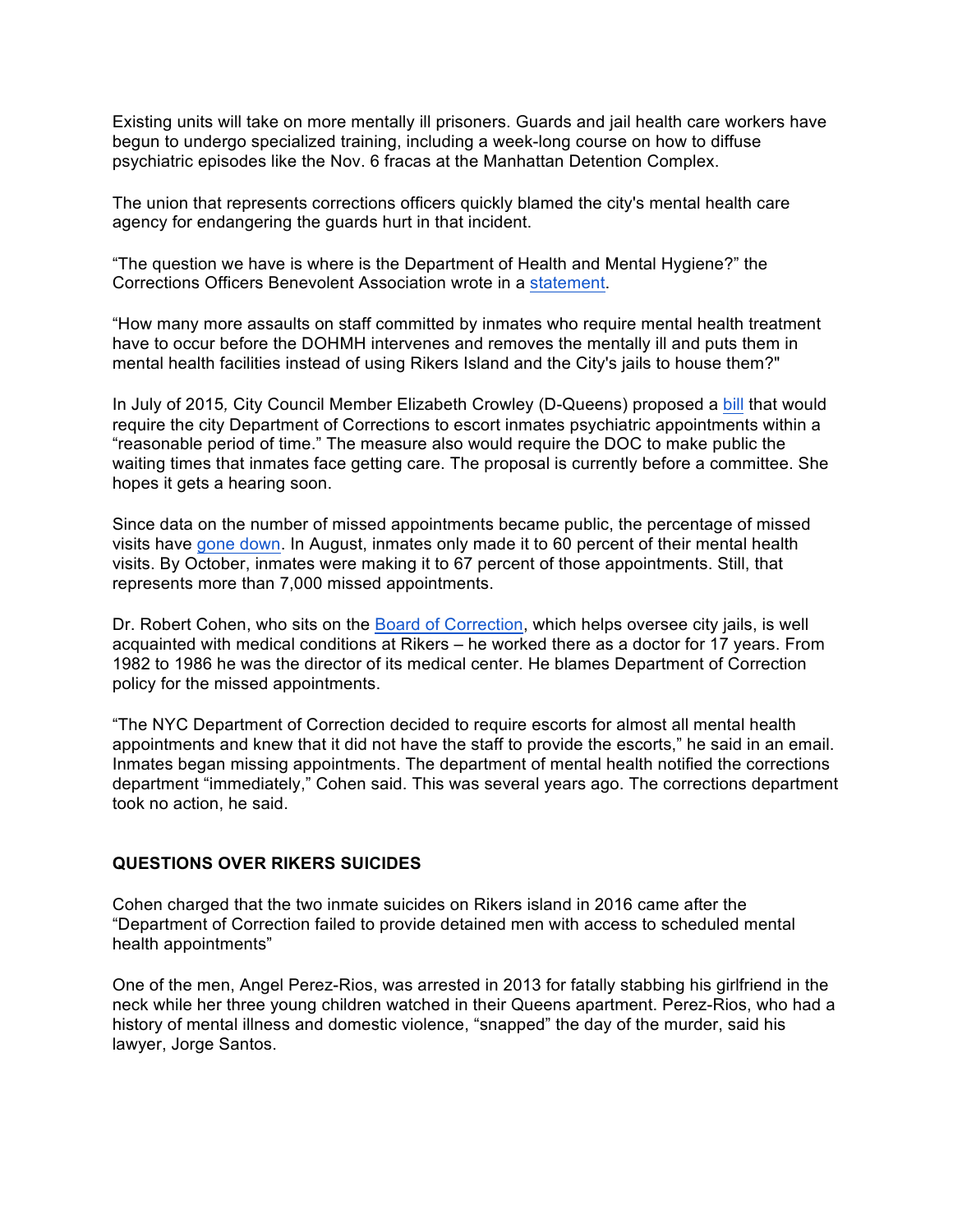Existing units will take on more mentally ill prisoners. Guards and jail health care workers have begun to undergo specialized training, including a week-long course on how to diffuse psychiatric episodes like the Nov. 6 fracas at the Manhattan Detention Complex.

The union that represents corrections officers quickly blamed the city's mental health care agency for endangering the guards hurt in that incident.

“The question we have is where is the Department of Health and Mental Hygiene?” the Corrections Officers Benevolent Association wrote in a statement.

“How many more assaults on staff committed by inmates who require mental health treatment have to occur before the DOHMH intervenes and removes the mentally ill and puts them in mental health facilities instead of using Rikers Island and the City's jails to house them?"

In July of 2015, City Council Member Elizabeth Crowley (D-Queens) proposed a bill that would require the city Department of Corrections to escort inmates psychiatric appointments within a “reasonable period of time.” The measure also would require the DOC to make public the waiting times that inmates face getting care. The proposal is currently before a committee. She hopes it gets a hearing soon.

Since data on the number of missed appointments became public, the percentage of missed visits have gone down. In August, inmates only made it to 60 percent of their mental health visits. By October, inmates were making it to 67 percent of those appointments. Still, that represents more than 7,000 missed appointments.

Dr. Robert Cohen, who sits on the Board of Correction, which helps oversee city jails, is well acquainted with medical conditions at Rikers – he worked there as a doctor for 17 years. From 1982 to 1986 he was the director of its medical center. He blames Department of Correction policy for the missed appointments.

“The NYC Department of Correction decided to require escorts for almost all mental health appointments and knew that it did not have the staff to provide the escorts,” he said in an email. Inmates began missing appointments. The department of mental health notified the corrections department “immediately,” Cohen said. This was several years ago. The corrections department took no action, he said.

**QUESTIONS OVER RIKERS SUICIDES**

Cohen charged that the two inmate suicides on Rikers island in 2016 came after the “Department of Correction failed to provide detained men with access to scheduled mental health appointments”

One of the men, Angel Perez-Rios, was arrested in 2013 for fatally stabbing his girlfriend in the neck while her three young children watched in their Queens apartment. Perez-Rios, who had a history of mental illness and domestic violence, “snapped” the day of the murder, said his lawyer, Jorge Santos.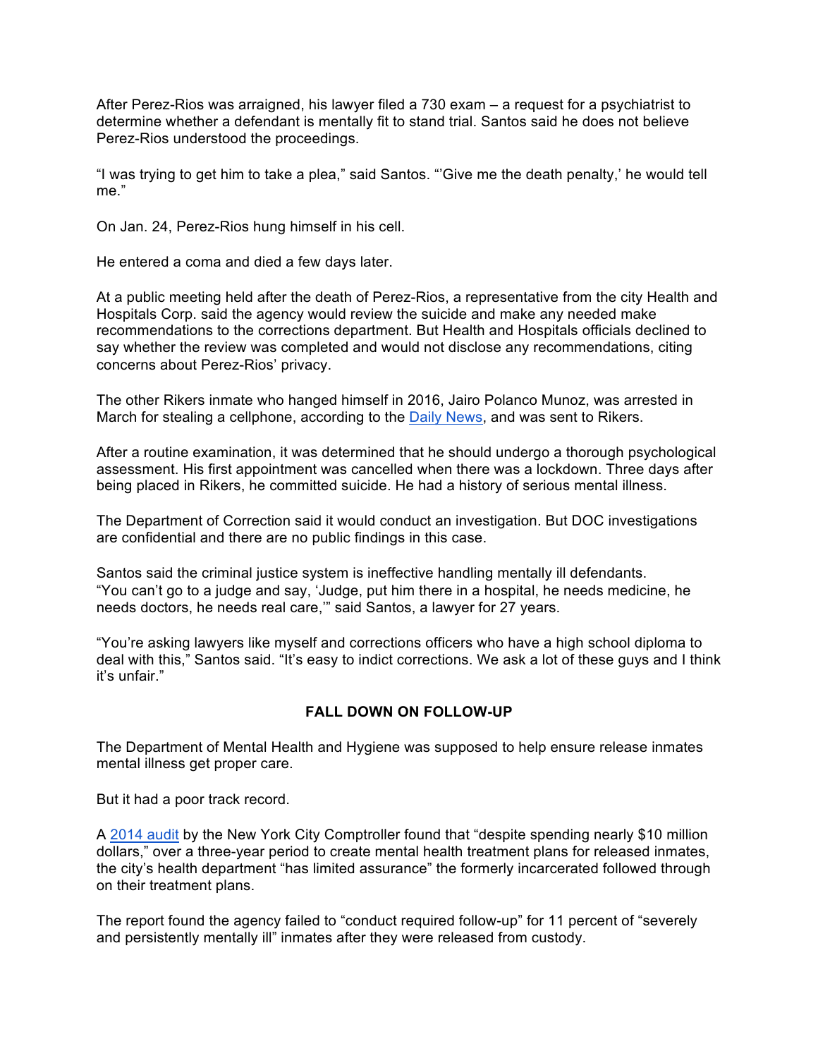After Perez-Rios was arraigned, his lawyer filed a 730 exam – a request for a psychiatrist to determine whether a defendant is mentally fit to stand trial. Santos said he does not believe Perez-Rios understood the proceedings.

"I was trying to get him to take a plea," said Santos. "'Give me the death penalty,' he would tell me."

On Jan. 24, Perez-Rios hung himself in his cell.

He entered a coma and died a few days later.

At a public meeting held after the death of Perez-Rios, a representative from the city Health and Hospitals Corp. said the agency would review the suicide and make any needed make recommendations to the corrections department. But Health and Hospitals officials declined to say whether the review was completed and would not disclose any recommendations, citing concerns about Perez-Rios' privacy.

The other Rikers inmate who hanged himself in 2016, Jairo Polanco Munoz, was arrested in March for stealing a cellphone, according to the Daily News, and was sent to Rikers.

After a routine examination, it was determined that he should undergo a thorough psychological assessment. His first appointment was cancelled when there was a lockdown. Three days after being placed in Rikers, he committed suicide. He had a history of serious mental illness.

The Department of Correction said it would conduct an investigation. But DOC investigations are confidential and there are no public findings in this case.

Santos said the criminal justice system is ineffective handling mentally ill defendants. "You can't go to a judge and say, 'Judge, put him there in a hospital, he needs medicine, he needs doctors, he needs real care,'" said Santos, a lawyer for 27 years.

"You're asking lawyers like myself and corrections officers who have a high school diploma to deal with this," Santos said. "It's easy to indict corrections. We ask a lot of these guys and I think it's unfair."

**FALL DOWN ON FOLLOW-UP**

The Department of Mental Health and Hygiene was supposed to help ensure release inmates mental illness get proper care.

But it had a poor track record.

A 2014 audit by the New York City Comptroller found that "despite spending nearly $10 million dollars," over a three-year period to create mental health treatment plans for released inmates, the city's health department "has limited assurance" the formerly incarcerated followed through on their treatment plans.

The report found the agency failed to "conduct required follow-up" for 11 percent of "severely and persistently mentally ill" inmates after they were released from custody.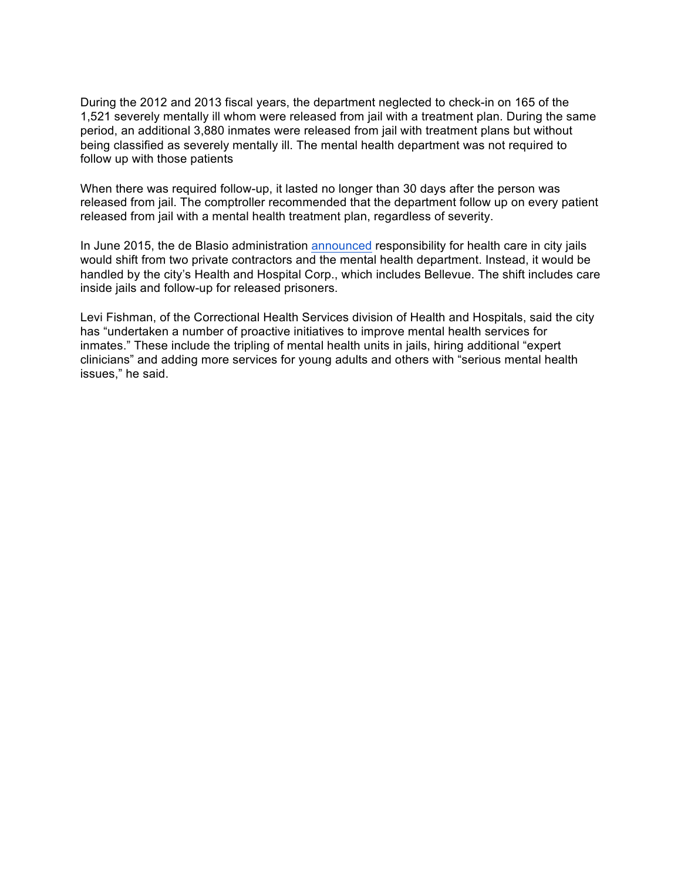During the 2012 and 2013 fiscal years, the department neglected to check-in on 165 of the 1,521 severely mentally ill whom were released from jail with a treatment plan. During the same period, an additional 3,880 inmates were released from jail with treatment plans but without being classified as severely mentally ill. The mental health department was not required to follow up with those patients

When there was required follow-up, it lasted no longer than 30 days after the person was released from jail. The comptroller recommended that the department follow up on every patient released from jail with a mental health treatment plan, regardless of severity.

In June 2015, the de Blasio administration announced responsibility for health care in city jails would shift from two private contractors and the mental health department. Instead, it would be handled by the city's Health and Hospital Corp., which includes Bellevue. The shift includes care inside jails and follow-up for released prisoners.

Levi Fishman, of the Correctional Health Services division of Health and Hospitals, said the city has "undertaken a number of proactive initiatives to improve mental health services for inmates." These include the tripling of mental health units in jails, hiring additional "expert clinicians" and adding more services for young adults and others with "serious mental health issues," he said.